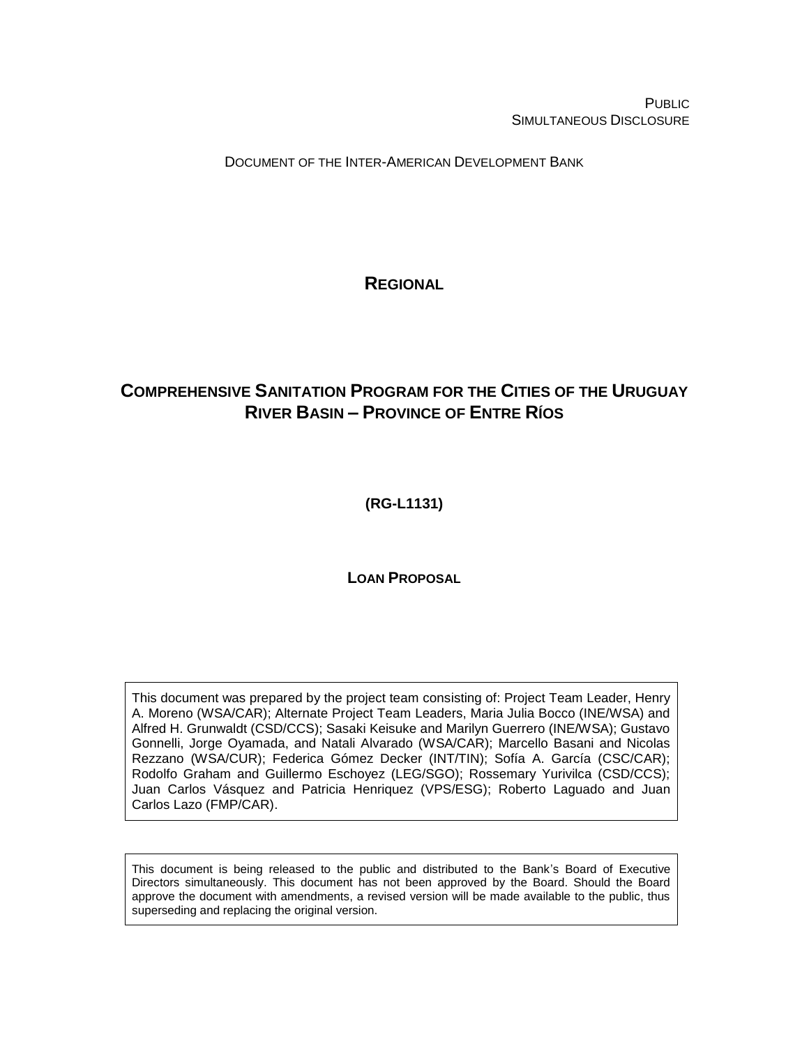PUBLIC
SIMULTANEOUS DISCLOSURE

DOCUMENT OF THE INTER-AMERICAN DEVELOPMENT BANK

# REGIONAL

# COMPREHENSIVE SANITATION PROGRAM FOR THE CITIES OF THE URUGUAY RIVER BASIN – PROVINCE OF ENTRE RÍOS

**(RG-L1131)**

**LOAN PROPOSAL**

This document was prepared by the project team consisting of: Project Team Leader, Henry A. Moreno (WSA/CAR); Alternate Project Team Leaders, Maria Julia Bocco (INE/WSA) and Alfred H. Grunwaldt (CSD/CCS); Sasaki Keisuke and Marilyn Guerrero (INE/WSA); Gustavo Gonnelli, Jorge Oyamada, and Natali Alvarado (WSA/CAR); Marcello Basani and Nicolas Rezzano (WSA/CUR); Federica Gómez Decker (INT/TIN); Sofía A. García (CSC/CAR); Rodolfo Graham and Guillermo Eschoyez (LEG/SGO); Rossemary Yurivilca (CSD/CCS); Juan Carlos Vásquez and Patricia Henriquez (VPS/ESG); Roberto Laguado and Juan Carlos Lazo (FMP/CAR).

This document is being released to the public and distributed to the Bank's Board of Executive Directors simultaneously. This document has not been approved by the Board. Should the Board approve the document with amendments, a revised version will be made available to the public, thus superseding and replacing the original version.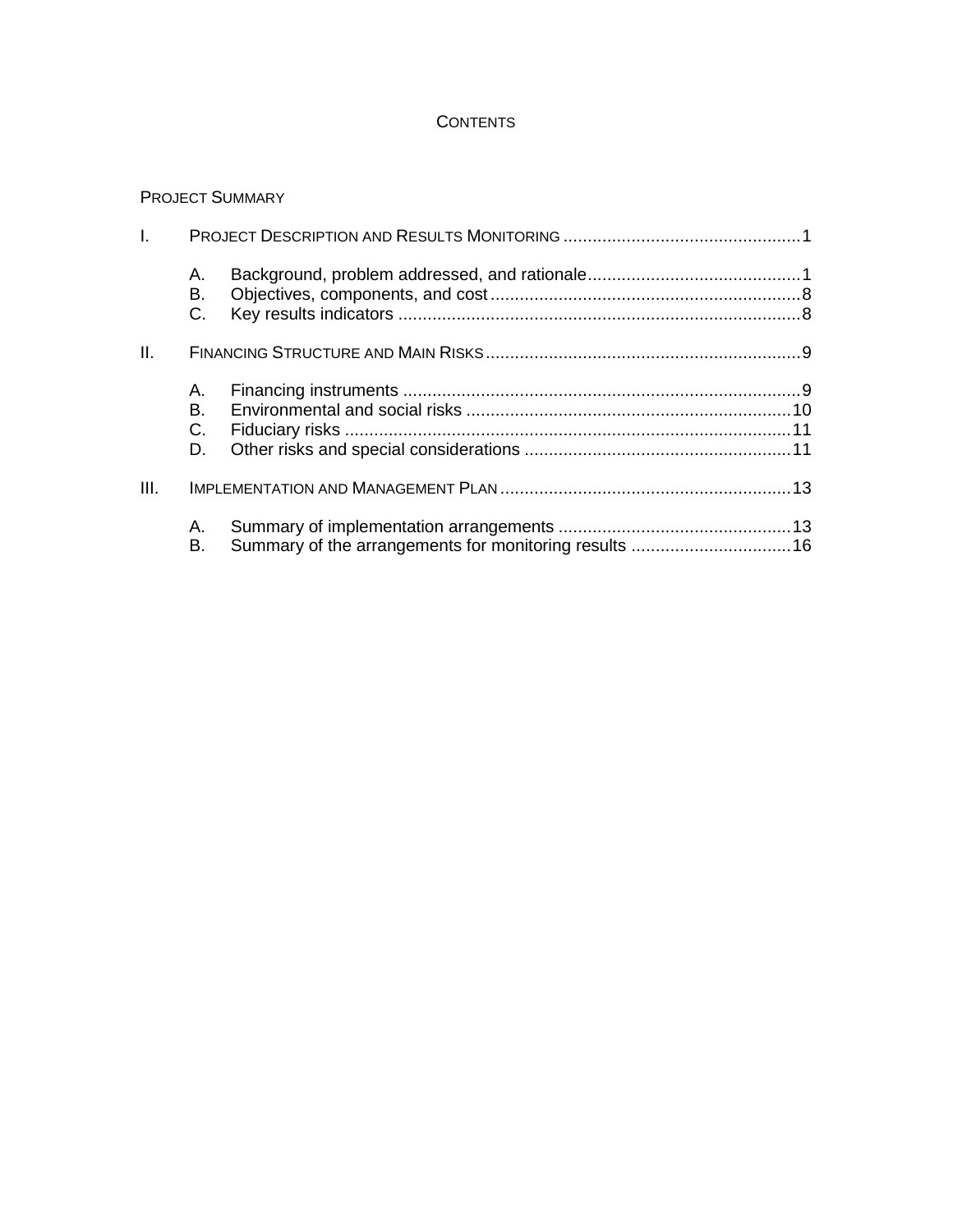# CONTENTS

PROJECT SUMMARY

I. PROJECT DESCRIPTION AND RESULTS MONITORING ........................................ 1

- A. Background, problem addressed, and rationale ........................................ 1
- B. Objectives, components, and cost ........................................ 8
- C. Key results indicators ........................................ 8

II. FINANCING STRUCTURE AND MAIN RISKS ........................................ 9

- A. Financing instruments ........................................ 9
- B. Environmental and social risks ........................................ 10
- C. Fiduciary risks ........................................ 11
- D. Other risks and special considerations ........................................ 11

III. IMPLEMENTATION AND MANAGEMENT PLAN ........................................ 13

- A. Summary of implementation arrangements ........................................ 13
- B. Summary of the arrangements for monitoring results ........................................ 16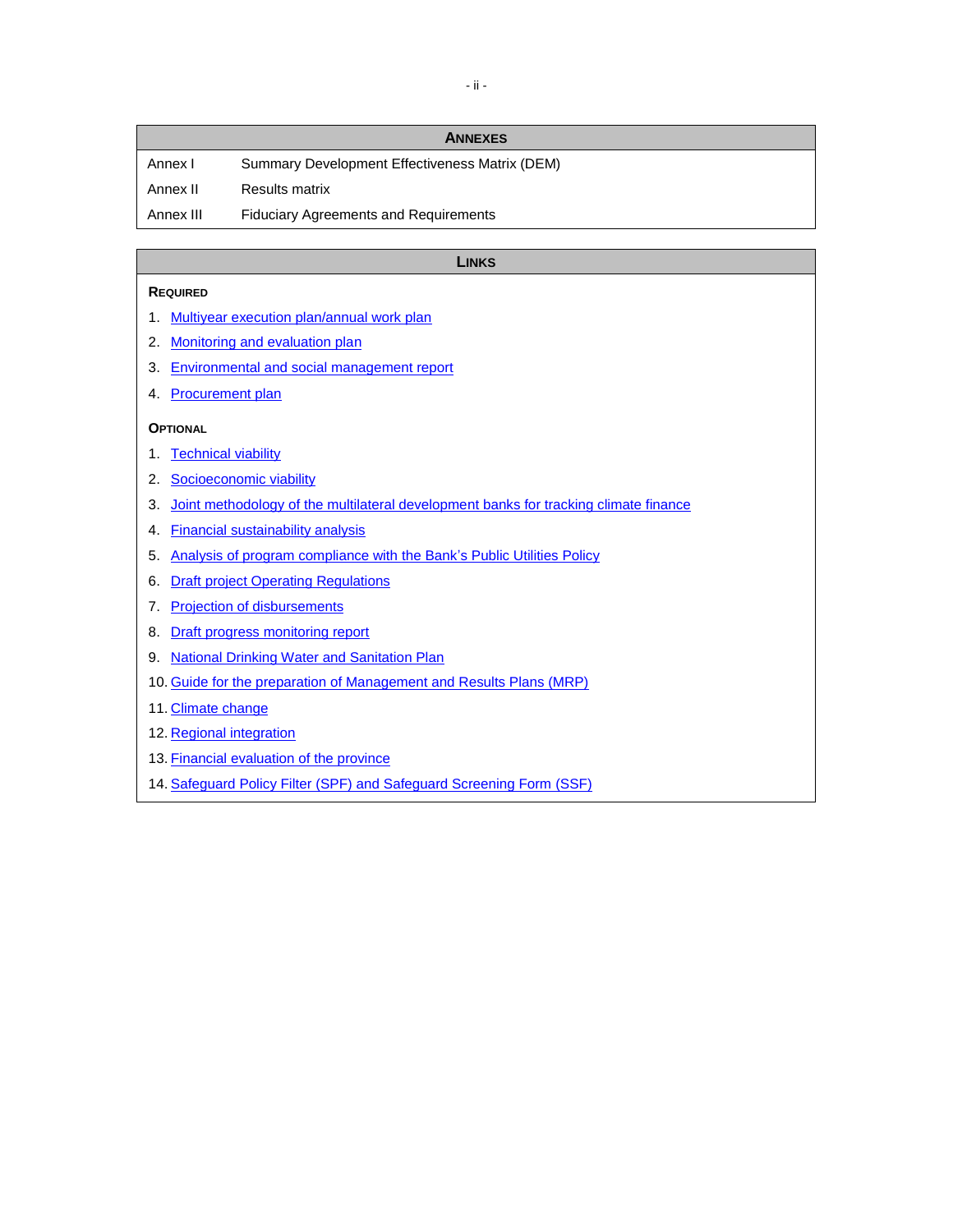| ANNEXES | |
|---|---|
| Annex I | Summary Development Effectiveness Matrix (DEM) |
| Annex II | Results matrix |
| Annex III | Fiduciary Agreements and Requirements |

## LINKS

**REQUIRED**

1. Multiyear execution plan/annual work plan
2. Monitoring and evaluation plan
3. Environmental and social management report
4. Procurement plan

**OPTIONAL**

1. Technical viability
2. Socioeconomic viability
3. Joint methodology of the multilateral development banks for tracking climate finance
4. Financial sustainability analysis
5. Analysis of program compliance with the Bank's Public Utilities Policy
6. Draft project Operating Regulations
7. Projection of disbursements
8. Draft progress monitoring report
9. National Drinking Water and Sanitation Plan
10. Guide for the preparation of Management and Results Plans (MRP)
11. Climate change
12. Regional integration
13. Financial evaluation of the province
14. Safeguard Policy Filter (SPF) and Safeguard Screening Form (SSF)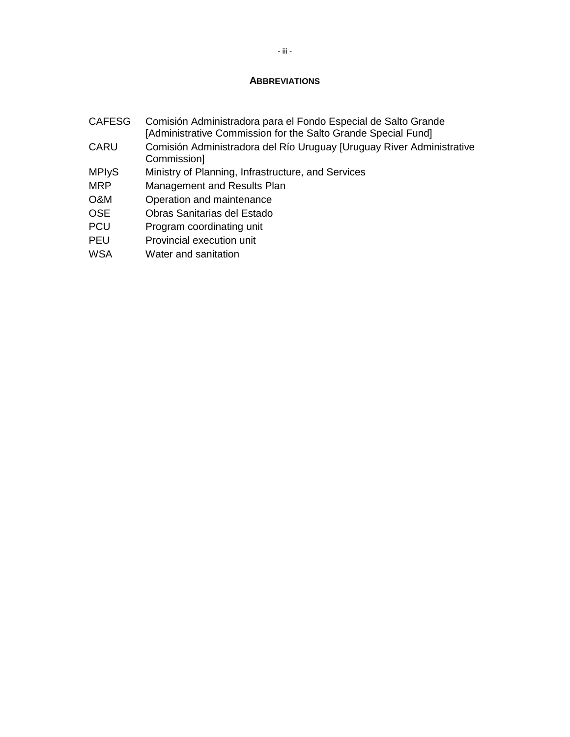## ABBREVIATIONS

| | |
|---|---|
| CAFESG | Comisión Administradora para el Fondo Especial de Salto Grande [Administrative Commission for the Salto Grande Special Fund] |
| CARU | Comisión Administradora del Río Uruguay [Uruguay River Administrative Commission] |
| MPIyS | Ministry of Planning, Infrastructure, and Services |
| MRP | Management and Results Plan |
| O&M | Operation and maintenance |
| OSE | Obras Sanitarias del Estado |
| PCU | Program coordinating unit |
| PEU | Provincial execution unit |
| WSA | Water and sanitation |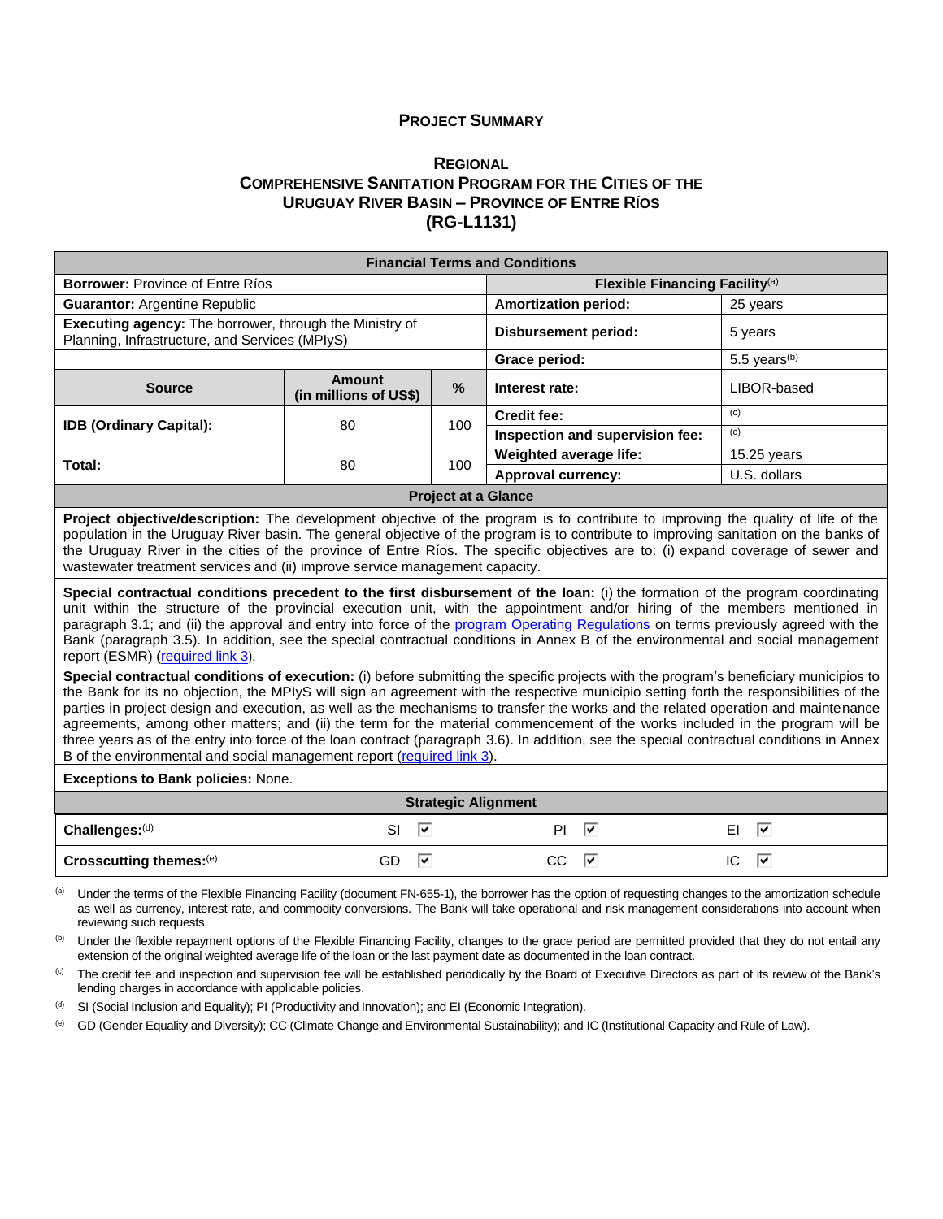# PROJECT SUMMARY

## REGIONAL
## COMPREHENSIVE SANITATION PROGRAM FOR THE CITIES OF THE URUGUAY RIVER BASIN – PROVINCE OF ENTRE RÍOS
## (RG-L1131)

| Financial Terms and Conditions | | | | |
|---|---|---|---|---|
| **Borrower:** Province of Entre Ríos | | | **Flexible Financing Facility**[(a)] | |
| **Guarantor:** Argentine Republic | | | **Amortization period:** | 25 years |
| **Executing agency:** The borrower, through the Ministry of Planning, Infrastructure, and Services (MPIyS) | | | **Disbursement period:** | 5 years |
| | | | **Grace period:** | 5.5 years[(b)] |
| **Source** | **Amount (in millions of US$)** | **%** | **Interest rate:** | LIBOR-based |
| **IDB (Ordinary Capital):** | 80 | 100 | **Credit fee:** | [(c)] |
| | | | **Inspection and supervision fee:** | [(c)] |
| **Total:** | 80 | 100 | **Weighted average life:** | 15.25 years |
| | | | **Approval currency:** | U.S. dollars |

**Project at a Glance**

**Project objective/description:** The development objective of the program is to contribute to improving the quality of life of the population in the Uruguay River basin. The general objective of the program is to contribute to improving sanitation on the banks of the Uruguay River in the cities of the province of Entre Ríos. The specific objectives are to: (i) expand coverage of sewer and wastewater treatment services and (ii) improve service management capacity.

**Special contractual conditions precedent to the first disbursement of the loan:** (i) the formation of the program coordinating unit within the structure of the provincial execution unit, with the appointment and/or hiring of the members mentioned in paragraph 3.1; and (ii) the approval and entry into force of the program Operating Regulations on terms previously agreed with the Bank (paragraph 3.5). In addition, see the special contractual conditions in Annex B of the environmental and social management report (ESMR) (required link 3).

**Special contractual conditions of execution:** (i) before submitting the specific projects with the program's beneficiary municipios to the Bank for its no objection, the MPIyS will sign an agreement with the respective municipio setting forth the responsibilities of the parties in project design and execution, as well as the mechanisms to transfer the works and the related operation and maintenance agreements, among other matters; and (ii) the term for the material commencement of the works included in the program will be three years as of the entry into force of the loan contract (paragraph 3.6). In addition, see the special contractual conditions in Annex B of the environmental and social management report (required link 3).

**Exceptions to Bank policies:** None.

**Strategic Alignment**

| | | | |
|---|---|---|---|
| **Challenges:**[(d)] | SI ☑ | PI ☑ | EI ☑ |
| **Crosscutting themes:**[(e)] | GD ☑ | CC ☑ | IC ☑ |

[(a)] Under the terms of the Flexible Financing Facility (document FN-655-1), the borrower has the option of requesting changes to the amortization schedule as well as currency, interest rate, and commodity conversions. The Bank will take operational and risk management considerations into account when reviewing such requests.

[(b)] Under the flexible repayment options of the Flexible Financing Facility, changes to the grace period are permitted provided that they do not entail any extension of the original weighted average life of the loan or the last payment date as documented in the loan contract.

[(c)] The credit fee and inspection and supervision fee will be established periodically by the Board of Executive Directors as part of its review of the Bank's lending charges in accordance with applicable policies.

[(d)] SI (Social Inclusion and Equality); PI (Productivity and Innovation); and EI (Economic Integration).

[(e)] GD (Gender Equality and Diversity); CC (Climate Change and Environmental Sustainability); and IC (Institutional Capacity and Rule of Law).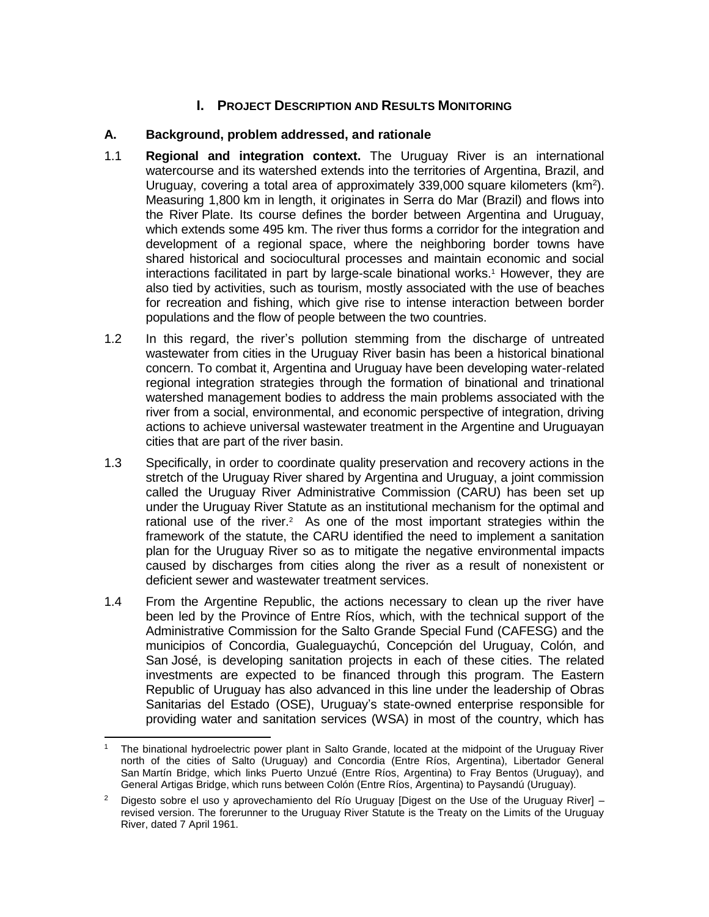# I. PROJECT DESCRIPTION AND RESULTS MONITORING

## A. Background, problem addressed, and rationale

1.1 **Regional and integration context.** The Uruguay River is an international watercourse and its watershed extends into the territories of Argentina, Brazil, and Uruguay, covering a total area of approximately 339,000 square kilometers ($km^2$). Measuring 1,800 km in length, it originates in Serra do Mar (Brazil) and flows into the River Plate. Its course defines the border between Argentina and Uruguay, which extends some 495 km. The river thus forms a corridor for the integration and development of a regional space, where the neighboring border towns have shared historical and sociocultural processes and maintain economic and social interactions facilitated in part by large-scale binational works.[1] However, they are also tied by activities, such as tourism, mostly associated with the use of beaches for recreation and fishing, which give rise to intense interaction between border populations and the flow of people between the two countries.

1.2 In this regard, the river's pollution stemming from the discharge of untreated wastewater from cities in the Uruguay River basin has been a historical binational concern. To combat it, Argentina and Uruguay have been developing water-related regional integration strategies through the formation of binational and trinational watershed management bodies to address the main problems associated with the river from a social, environmental, and economic perspective of integration, driving actions to achieve universal wastewater treatment in the Argentine and Uruguayan cities that are part of the river basin.

1.3 Specifically, in order to coordinate quality preservation and recovery actions in the stretch of the Uruguay River shared by Argentina and Uruguay, a joint commission called the Uruguay River Administrative Commission (CARU) has been set up under the Uruguay River Statute as an institutional mechanism for the optimal and rational use of the river.[2] As one of the most important strategies within the framework of the statute, the CARU identified the need to implement a sanitation plan for the Uruguay River so as to mitigate the negative environmental impacts caused by discharges from cities along the river as a result of nonexistent or deficient sewer and wastewater treatment services.

1.4 From the Argentine Republic, the actions necessary to clean up the river have been led by the Province of Entre Ríos, which, with the technical support of the Administrative Commission for the Salto Grande Special Fund (CAFESG) and the municipios of Concordia, Gualeguaychú, Concepción del Uruguay, Colón, and San José, is developing sanitation projects in each of these cities. The related investments are expected to be financed through this program. The Eastern Republic of Uruguay has also advanced in this line under the leadership of Obras Sanitarias del Estado (OSE), Uruguay's state-owned enterprise responsible for providing water and sanitation services (WSA) in most of the country, which has

---

[1] The binational hydroelectric power plant in Salto Grande, located at the midpoint of the Uruguay River north of the cities of Salto (Uruguay) and Concordia (Entre Ríos, Argentina), Libertador General San Martín Bridge, which links Puerto Unzué (Entre Ríos, Argentina) to Fray Bentos (Uruguay), and General Artigas Bridge, which runs between Colón (Entre Ríos, Argentina) to Paysandú (Uruguay).

[2] Digesto sobre el uso y aprovechamiento del Río Uruguay [Digest on the Use of the Uruguay River] – revised version. The forerunner to the Uruguay River Statute is the Treaty on the Limits of the Uruguay River, dated 7 April 1961.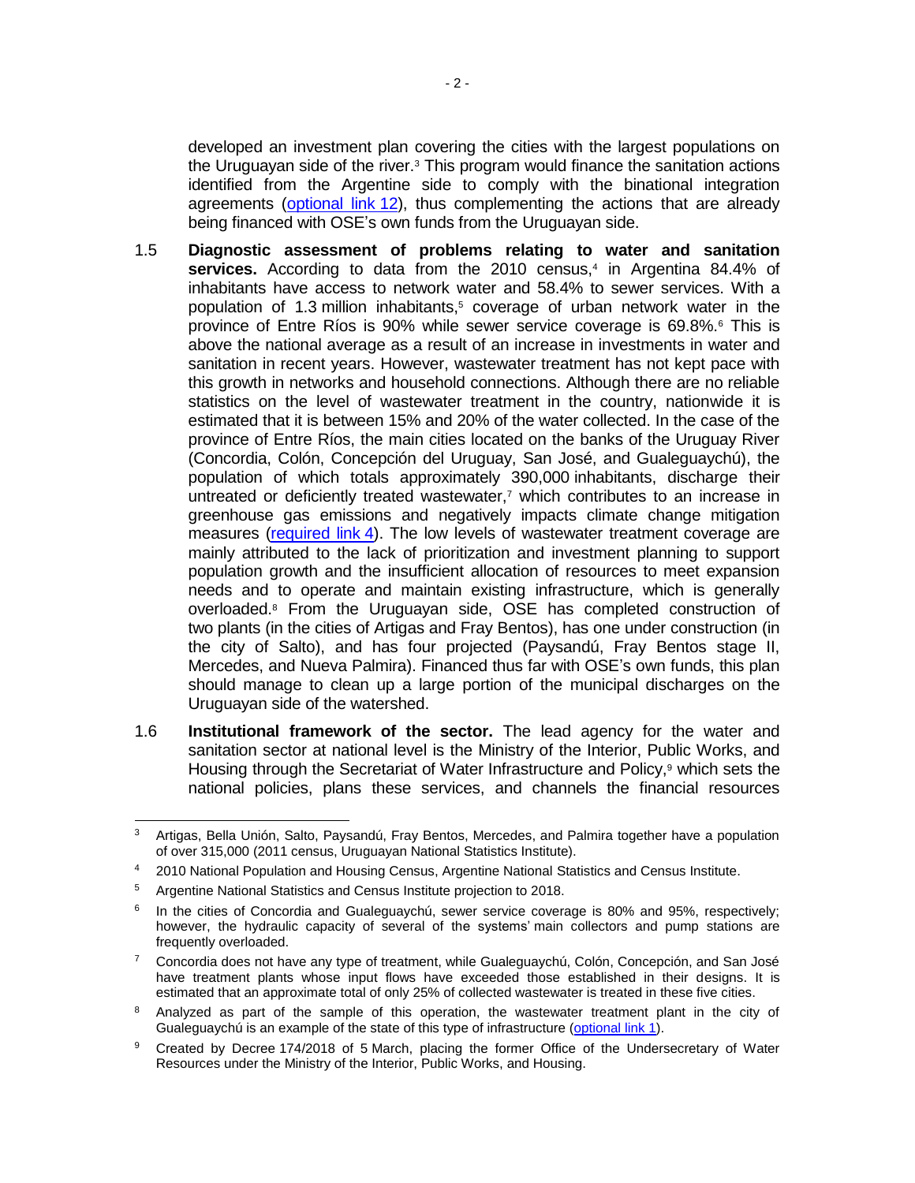developed an investment plan covering the cities with the largest populations on the Uruguayan side of the river.[3] This program would finance the sanitation actions identified from the Argentine side to comply with the binational integration agreements (optional link 12), thus complementing the actions that are already being financed with OSE's own funds from the Uruguayan side.

1.5 **Diagnostic assessment of problems relating to water and sanitation services.** According to data from the 2010 census,[4] in Argentina 84.4% of inhabitants have access to network water and 58.4% to sewer services. With a population of 1.3 million inhabitants,[5] coverage of urban network water in the province of Entre Ríos is 90% while sewer service coverage is 69.8%.[6] This is above the national average as a result of an increase in investments in water and sanitation in recent years. However, wastewater treatment has not kept pace with this growth in networks and household connections. Although there are no reliable statistics on the level of wastewater treatment in the country, nationwide it is estimated that it is between 15% and 20% of the water collected. In the case of the province of Entre Ríos, the main cities located on the banks of the Uruguay River (Concordia, Colón, Concepción del Uruguay, San José, and Gualeguaychú), the population of which totals approximately 390,000 inhabitants, discharge their untreated or deficiently treated wastewater,[7] which contributes to an increase in greenhouse gas emissions and negatively impacts climate change mitigation measures (required link 4). The low levels of wastewater treatment coverage are mainly attributed to the lack of prioritization and investment planning to support population growth and the insufficient allocation of resources to meet expansion needs and to operate and maintain existing infrastructure, which is generally overloaded.[8] From the Uruguayan side, OSE has completed construction of two plants (in the cities of Artigas and Fray Bentos), has one under construction (in the city of Salto), and has four projected (Paysandú, Fray Bentos stage II, Mercedes, and Nueva Palmira). Financed thus far with OSE's own funds, this plan should manage to clean up a large portion of the municipal discharges on the Uruguayan side of the watershed.

1.6 **Institutional framework of the sector.** The lead agency for the water and sanitation sector at national level is the Ministry of the Interior, Public Works, and Housing through the Secretariat of Water Infrastructure and Policy,[9] which sets the national policies, plans these services, and channels the financial resources

---

[3] Artigas, Bella Unión, Salto, Paysandú, Fray Bentos, Mercedes, and Palmira together have a population of over 315,000 (2011 census, Uruguayan National Statistics Institute).

[4] 2010 National Population and Housing Census, Argentine National Statistics and Census Institute.

[5] Argentine National Statistics and Census Institute projection to 2018.

[6] In the cities of Concordia and Gualeguaychú, sewer service coverage is 80% and 95%, respectively; however, the hydraulic capacity of several of the systems' main collectors and pump stations are frequently overloaded.

[7] Concordia does not have any type of treatment, while Gualeguaychú, Colón, Concepción, and San José have treatment plants whose input flows have exceeded those established in their designs. It is estimated that an approximate total of only 25% of collected wastewater is treated in these five cities.

[8] Analyzed as part of the sample of this operation, the wastewater treatment plant in the city of Gualeguaychú is an example of the state of this type of infrastructure (optional link 1).

[9] Created by Decree 174/2018 of 5 March, placing the former Office of the Undersecretary of Water Resources under the Ministry of the Interior, Public Works, and Housing.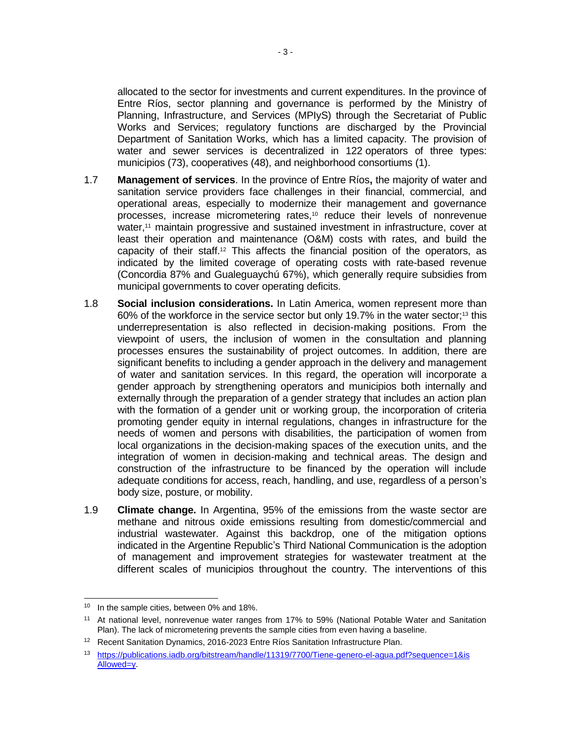allocated to the sector for investments and current expenditures. In the province of Entre Ríos, sector planning and governance is performed by the Ministry of Planning, Infrastructure, and Services (MPIyS) through the Secretariat of Public Works and Services; regulatory functions are discharged by the Provincial Department of Sanitation Works, which has a limited capacity. The provision of water and sewer services is decentralized in 122 operators of three types: municipios (73), cooperatives (48), and neighborhood consortiums (1).

1.7 **Management of services**. In the province of Entre Ríos**,** the majority of water and sanitation service providers face challenges in their financial, commercial, and operational areas, especially to modernize their management and governance processes, increase micrometering rates,[10] reduce their levels of nonrevenue water,[11] maintain progressive and sustained investment in infrastructure, cover at least their operation and maintenance (O&M) costs with rates, and build the capacity of their staff.[12] This affects the financial position of the operators, as indicated by the limited coverage of operating costs with rate-based revenue (Concordia 87% and Gualeguaychú 67%), which generally require subsidies from municipal governments to cover operating deficits.

1.8 **Social inclusion considerations.** In Latin America, women represent more than 60% of the workforce in the service sector but only 19.7% in the water sector;[13] this underrepresentation is also reflected in decision-making positions. From the viewpoint of users, the inclusion of women in the consultation and planning processes ensures the sustainability of project outcomes. In addition, there are significant benefits to including a gender approach in the delivery and management of water and sanitation services. In this regard, the operation will incorporate a gender approach by strengthening operators and municipios both internally and externally through the preparation of a gender strategy that includes an action plan with the formation of a gender unit or working group, the incorporation of criteria promoting gender equity in internal regulations, changes in infrastructure for the needs of women and persons with disabilities, the participation of women from local organizations in the decision-making spaces of the execution units, and the integration of women in decision-making and technical areas. The design and construction of the infrastructure to be financed by the operation will include adequate conditions for access, reach, handling, and use, regardless of a person's body size, posture, or mobility.

1.9 **Climate change.** In Argentina, 95% of the emissions from the waste sector are methane and nitrous oxide emissions resulting from domestic/commercial and industrial wastewater. Against this backdrop, one of the mitigation options indicated in the Argentine Republic's Third National Communication is the adoption of management and improvement strategies for wastewater treatment at the different scales of municipios throughout the country. The interventions of this

---

[10] In the sample cities, between 0% and 18%.

[11] At national level, nonrevenue water ranges from 17% to 59% (National Potable Water and Sanitation Plan). The lack of micrometering prevents the sample cities from even having a baseline.

[12] Recent Sanitation Dynamics, 2016-2023 Entre Ríos Sanitation Infrastructure Plan.

[13] https://publications.iadb.org/bitstream/handle/11319/7700/Tiene-genero-el-agua.pdf?sequence=1&isAllowed=y.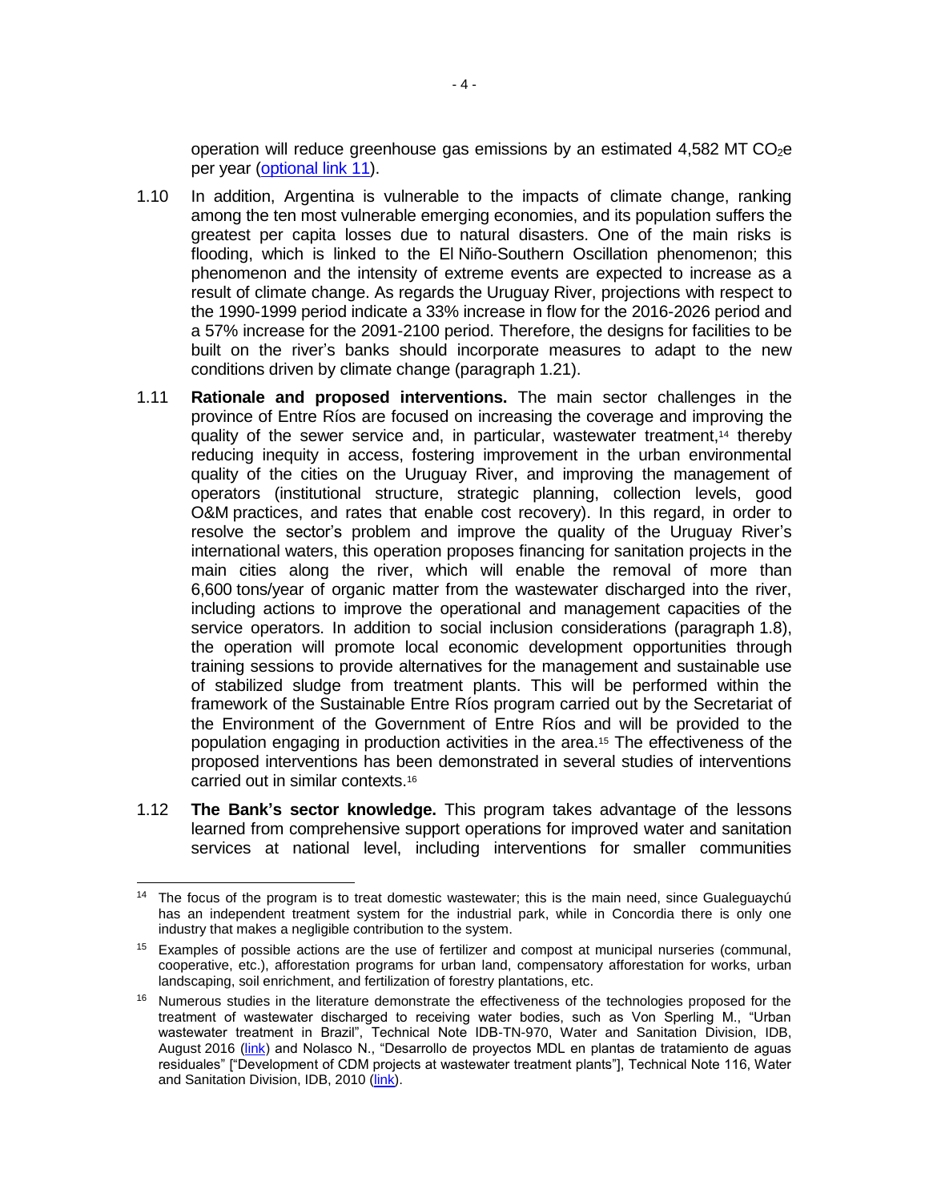operation will reduce greenhouse gas emissions by an estimated 4,582 MT $CO_2e$ per year (optional link 11).

1.10 In addition, Argentina is vulnerable to the impacts of climate change, ranking among the ten most vulnerable emerging economies, and its population suffers the greatest per capita losses due to natural disasters. One of the main risks is flooding, which is linked to the El Niño-Southern Oscillation phenomenon; this phenomenon and the intensity of extreme events are expected to increase as a result of climate change. As regards the Uruguay River, projections with respect to the 1990-1999 period indicate a 33% increase in flow for the 2016-2026 period and a 57% increase for the 2091-2100 period. Therefore, the designs for facilities to be built on the river's banks should incorporate measures to adapt to the new conditions driven by climate change (paragraph 1.21).

1.11 **Rationale and proposed interventions.** The main sector challenges in the province of Entre Ríos are focused on increasing the coverage and improving the quality of the sewer service and, in particular, wastewater treatment,[14] thereby reducing inequity in access, fostering improvement in the urban environmental quality of the cities on the Uruguay River, and improving the management of operators (institutional structure, strategic planning, collection levels, good O&M practices, and rates that enable cost recovery). In this regard, in order to resolve the sector's problem and improve the quality of the Uruguay River's international waters, this operation proposes financing for sanitation projects in the main cities along the river, which will enable the removal of more than 6,600 tons/year of organic matter from the wastewater discharged into the river, including actions to improve the operational and management capacities of the service operators. In addition to social inclusion considerations (paragraph 1.8), the operation will promote local economic development opportunities through training sessions to provide alternatives for the management and sustainable use of stabilized sludge from treatment plants. This will be performed within the framework of the Sustainable Entre Ríos program carried out by the Secretariat of the Environment of the Government of Entre Ríos and will be provided to the population engaging in production activities in the area.[15] The effectiveness of the proposed interventions has been demonstrated in several studies of interventions carried out in similar contexts.[16]

1.12 **The Bank's sector knowledge.** This program takes advantage of the lessons learned from comprehensive support operations for improved water and sanitation services at national level, including interventions for smaller communities

---

[14] The focus of the program is to treat domestic wastewater; this is the main need, since Gualeguaychú has an independent treatment system for the industrial park, while in Concordia there is only one industry that makes a negligible contribution to the system.

[15] Examples of possible actions are the use of fertilizer and compost at municipal nurseries (communal, cooperative, etc.), afforestation programs for urban land, compensatory afforestation for works, urban landscaping, soil enrichment, and fertilization of forestry plantations, etc.

[16] Numerous studies in the literature demonstrate the effectiveness of the technologies proposed for the treatment of wastewater discharged to receiving water bodies, such as Von Sperling M., "Urban wastewater treatment in Brazil", Technical Note IDB-TN-970, Water and Sanitation Division, IDB, August 2016 (link) and Nolasco N., "Desarrollo de proyectos MDL en plantas de tratamiento de aguas residuales" ["Development of CDM projects at wastewater treatment plants"], Technical Note 116, Water and Sanitation Division, IDB, 2010 (link).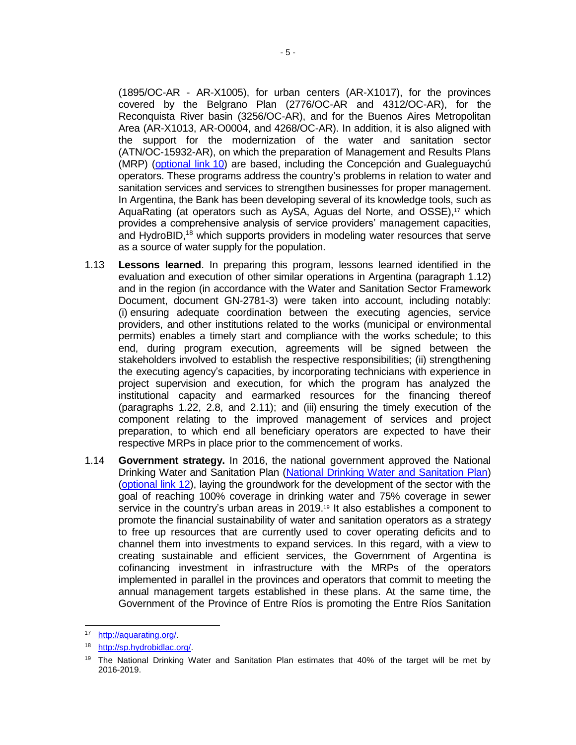(1895/OC-AR - AR-X1005), for urban centers (AR-X1017), for the provinces covered by the Belgrano Plan (2776/OC-AR and 4312/OC-AR), for the Reconquista River basin (3256/OC-AR), and for the Buenos Aires Metropolitan Area (AR-X1013, AR-O0004, and 4268/OC-AR). In addition, it is also aligned with the support for the modernization of the water and sanitation sector (ATN/OC-15932-AR), on which the preparation of Management and Results Plans (MRP) (optional link 10) are based, including the Concepción and Gualeguaychú operators. These programs address the country's problems in relation to water and sanitation services and services to strengthen businesses for proper management. In Argentina, the Bank has been developing several of its knowledge tools, such as AquaRating (at operators such as AySA, Aguas del Norte, and OSSE),[17] which provides a comprehensive analysis of service providers' management capacities, and HydroBID,[18] which supports providers in modeling water resources that serve as a source of water supply for the population.

1.13 **Lessons learned**. In preparing this program, lessons learned identified in the evaluation and execution of other similar operations in Argentina (paragraph 1.12) and in the region (in accordance with the Water and Sanitation Sector Framework Document, document GN-2781-3) were taken into account, including notably: (i) ensuring adequate coordination between the executing agencies, service providers, and other institutions related to the works (municipal or environmental permits) enables a timely start and compliance with the works schedule; to this end, during program execution, agreements will be signed between the stakeholders involved to establish the respective responsibilities; (ii) strengthening the executing agency's capacities, by incorporating technicians with experience in project supervision and execution, for which the program has analyzed the institutional capacity and earmarked resources for the financing thereof (paragraphs 1.22, 2.8, and 2.11); and (iii) ensuring the timely execution of the component relating to the improved management of services and project preparation, to which end all beneficiary operators are expected to have their respective MRPs in place prior to the commencement of works.

1.14 **Government strategy.** In 2016, the national government approved the National Drinking Water and Sanitation Plan (National Drinking Water and Sanitation Plan) (optional link 12), laying the groundwork for the development of the sector with the goal of reaching 100% coverage in drinking water and 75% coverage in sewer service in the country's urban areas in 2019.[19] It also establishes a component to promote the financial sustainability of water and sanitation operators as a strategy to free up resources that are currently used to cover operating deficits and to channel them into investments to expand services. In this regard, with a view to creating sustainable and efficient services, the Government of Argentina is cofinancing investment in infrastructure with the MRPs of the operators implemented in parallel in the provinces and operators that commit to meeting the annual management targets established in these plans. At the same time, the Government of the Province of Entre Ríos is promoting the Entre Ríos Sanitation

---

[17] http://aquarating.org/.

[18] http://sp.hydrobidlac.org/.

[19] The National Drinking Water and Sanitation Plan estimates that 40% of the target will be met by 2016-2019.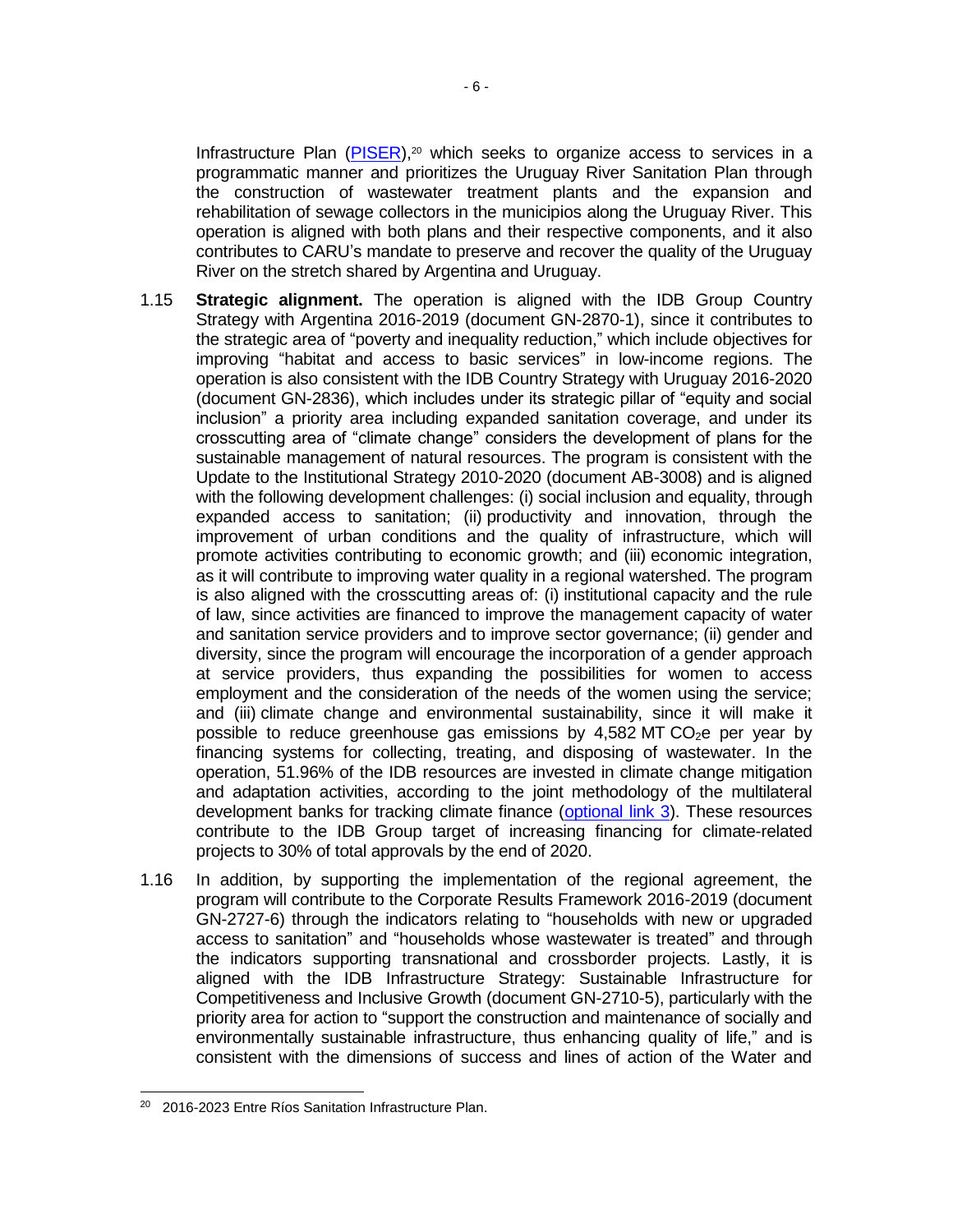Infrastructure Plan (PISER),[20] which seeks to organize access to services in a programmatic manner and prioritizes the Uruguay River Sanitation Plan through the construction of wastewater treatment plants and the expansion and rehabilitation of sewage collectors in the municipios along the Uruguay River. This operation is aligned with both plans and their respective components, and it also contributes to CARU's mandate to preserve and recover the quality of the Uruguay River on the stretch shared by Argentina and Uruguay.

1.15 **Strategic alignment.** The operation is aligned with the IDB Group Country Strategy with Argentina 2016-2019 (document GN-2870-1), since it contributes to the strategic area of "poverty and inequality reduction," which include objectives for improving "habitat and access to basic services" in low-income regions. The operation is also consistent with the IDB Country Strategy with Uruguay 2016-2020 (document GN-2836), which includes under its strategic pillar of "equity and social inclusion" a priority area including expanded sanitation coverage, and under its crosscutting area of "climate change" considers the development of plans for the sustainable management of natural resources. The program is consistent with the Update to the Institutional Strategy 2010-2020 (document AB-3008) and is aligned with the following development challenges: (i) social inclusion and equality, through expanded access to sanitation; (ii) productivity and innovation, through the improvement of urban conditions and the quality of infrastructure, which will promote activities contributing to economic growth; and (iii) economic integration, as it will contribute to improving water quality in a regional watershed. The program is also aligned with the crosscutting areas of: (i) institutional capacity and the rule of law, since activities are financed to improve the management capacity of water and sanitation service providers and to improve sector governance; (ii) gender and diversity, since the program will encourage the incorporation of a gender approach at service providers, thus expanding the possibilities for women to access employment and the consideration of the needs of the women using the service; and (iii) climate change and environmental sustainability, since it will make it possible to reduce greenhouse gas emissions by 4,582 MT $CO_2$e per year by financing systems for collecting, treating, and disposing of wastewater. In the operation, 51.96% of the IDB resources are invested in climate change mitigation and adaptation activities, according to the joint methodology of the multilateral development banks for tracking climate finance (optional link 3). These resources contribute to the IDB Group target of increasing financing for climate-related projects to 30% of total approvals by the end of 2020.

1.16 In addition, by supporting the implementation of the regional agreement, the program will contribute to the Corporate Results Framework 2016-2019 (document GN-2727-6) through the indicators relating to "households with new or upgraded access to sanitation" and "households whose wastewater is treated" and through the indicators supporting transnational and crossborder projects. Lastly, it is aligned with the IDB Infrastructure Strategy: Sustainable Infrastructure for Competitiveness and Inclusive Growth (document GN-2710-5), particularly with the priority area for action to "support the construction and maintenance of socially and environmentally sustainable infrastructure, thus enhancing quality of life," and is consistent with the dimensions of success and lines of action of the Water and

[20] 2016-2023 Entre Ríos Sanitation Infrastructure Plan.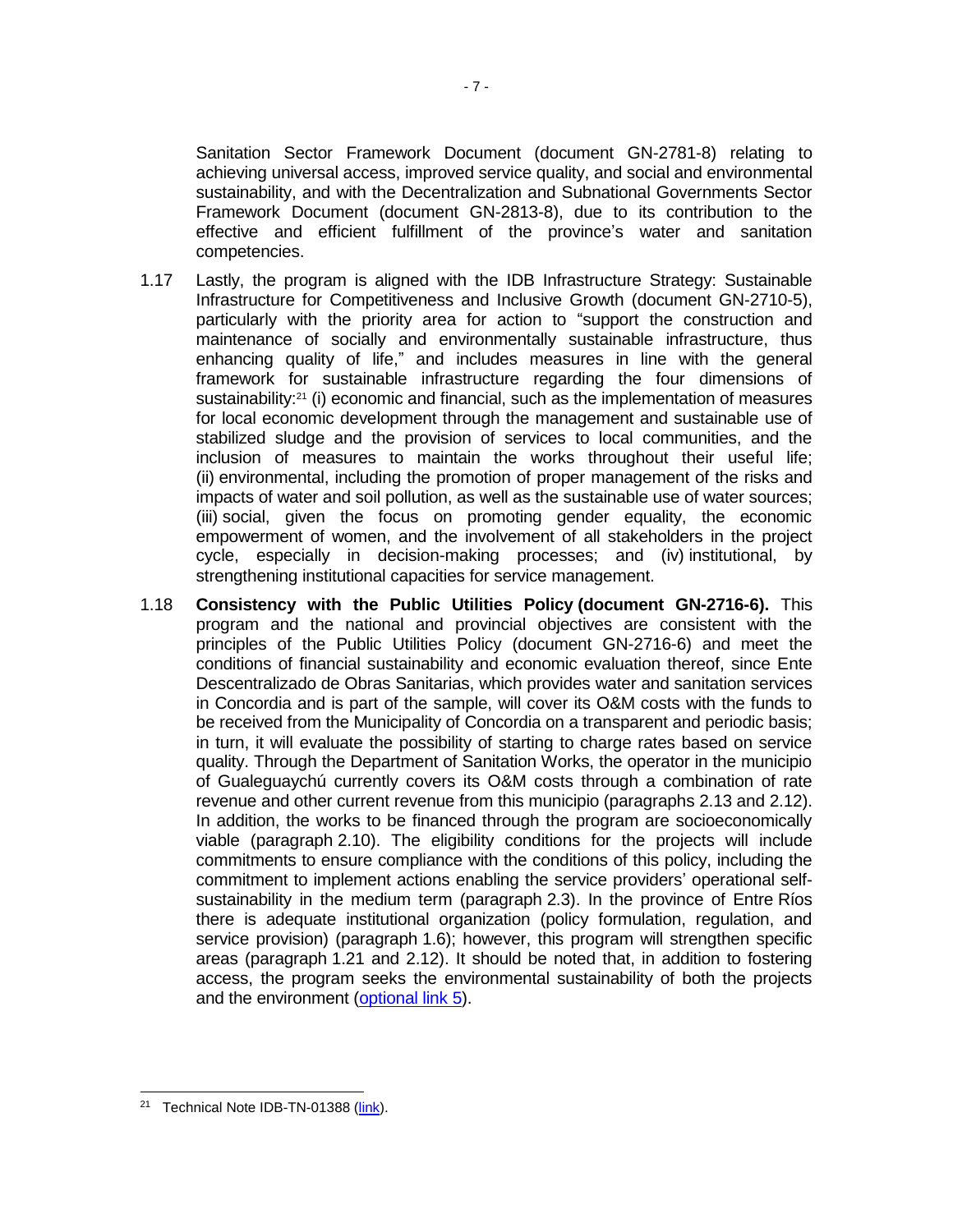Sanitation Sector Framework Document (document GN-2781-8) relating to achieving universal access, improved service quality, and social and environmental sustainability, and with the Decentralization and Subnational Governments Sector Framework Document (document GN-2813-8), due to its contribution to the effective and efficient fulfillment of the province's water and sanitation competencies.

1.17 Lastly, the program is aligned with the IDB Infrastructure Strategy: Sustainable Infrastructure for Competitiveness and Inclusive Growth (document GN-2710-5), particularly with the priority area for action to "support the construction and maintenance of socially and environmentally sustainable infrastructure, thus enhancing quality of life," and includes measures in line with the general framework for sustainable infrastructure regarding the four dimensions of sustainability:[21] (i) economic and financial, such as the implementation of measures for local economic development through the management and sustainable use of stabilized sludge and the provision of services to local communities, and the inclusion of measures to maintain the works throughout their useful life; (ii) environmental, including the promotion of proper management of the risks and impacts of water and soil pollution, as well as the sustainable use of water sources; (iii) social, given the focus on promoting gender equality, the economic empowerment of women, and the involvement of all stakeholders in the project cycle, especially in decision-making processes; and (iv) institutional, by strengthening institutional capacities for service management.

1.18 **Consistency with the Public Utilities Policy (document GN-2716-6).** This program and the national and provincial objectives are consistent with the principles of the Public Utilities Policy (document GN-2716-6) and meet the conditions of financial sustainability and economic evaluation thereof, since Ente Descentralizado de Obras Sanitarias, which provides water and sanitation services in Concordia and is part of the sample, will cover its O&M costs with the funds to be received from the Municipality of Concordia on a transparent and periodic basis; in turn, it will evaluate the possibility of starting to charge rates based on service quality. Through the Department of Sanitation Works, the operator in the municipio of Gualeguaychú currently covers its O&M costs through a combination of rate revenue and other current revenue from this municipio (paragraphs 2.13 and 2.12). In addition, the works to be financed through the program are socioeconomically viable (paragraph 2.10). The eligibility conditions for the projects will include commitments to ensure compliance with the conditions of this policy, including the commitment to implement actions enabling the service providers' operational self-sustainability in the medium term (paragraph 2.3). In the province of Entre Ríos there is adequate institutional organization (policy formulation, regulation, and service provision) (paragraph 1.6); however, this program will strengthen specific areas (paragraph 1.21 and 2.12). It should be noted that, in addition to fostering access, the program seeks the environmental sustainability of both the projects and the environment (optional link 5).

---

[21] Technical Note IDB-TN-01388 (link).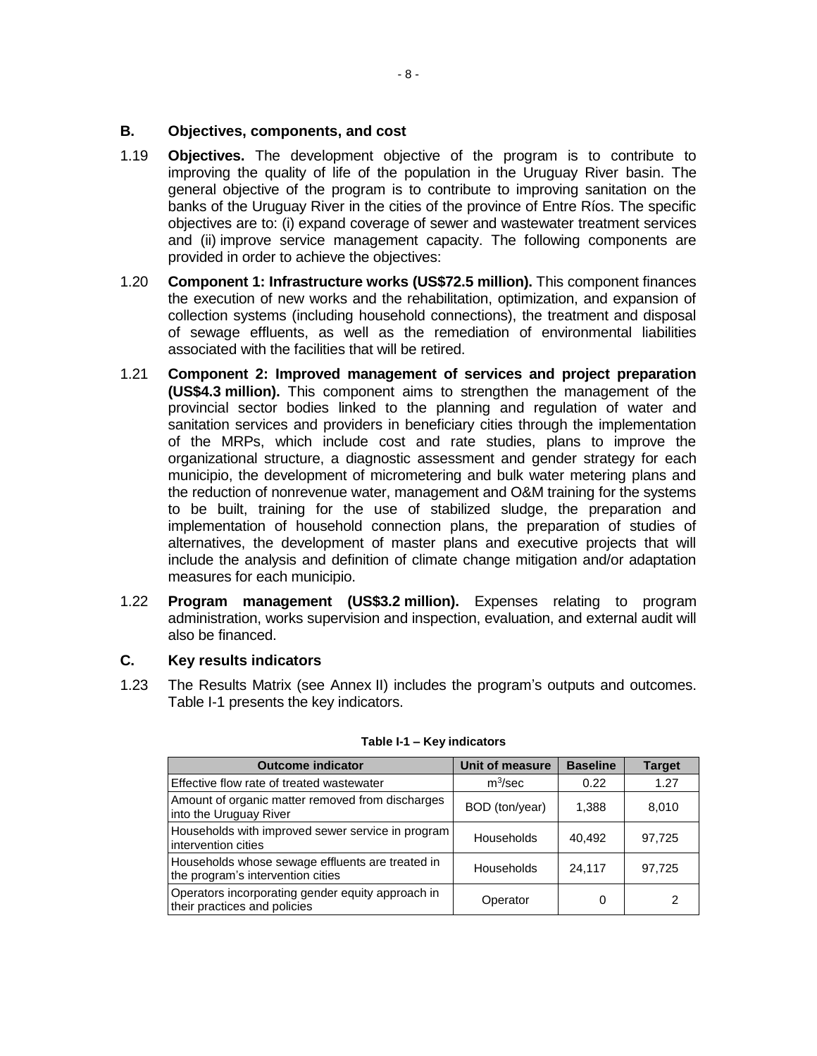## B. Objectives, components, and cost

1.19 **Objectives.** The development objective of the program is to contribute to improving the quality of life of the population in the Uruguay River basin. The general objective of the program is to contribute to improving sanitation on the banks of the Uruguay River in the cities of the province of Entre Ríos. The specific objectives are to: (i) expand coverage of sewer and wastewater treatment services and (ii) improve service management capacity. The following components are provided in order to achieve the objectives:

1.20 **Component 1: Infrastructure works (US$72.5 million).** This component finances the execution of new works and the rehabilitation, optimization, and expansion of collection systems (including household connections), the treatment and disposal of sewage effluents, as well as the remediation of environmental liabilities associated with the facilities that will be retired.

1.21 **Component 2: Improved management of services and project preparation (US$4.3 million).** This component aims to strengthen the management of the provincial sector bodies linked to the planning and regulation of water and sanitation services and providers in beneficiary cities through the implementation of the MRPs, which include cost and rate studies, plans to improve the organizational structure, a diagnostic assessment and gender strategy for each municipio, the development of micrometering and bulk water metering plans and the reduction of nonrevenue water, management and O&M training for the systems to be built, training for the use of stabilized sludge, the preparation and implementation of household connection plans, the preparation of studies of alternatives, the development of master plans and executive projects that will include the analysis and definition of climate change mitigation and/or adaptation measures for each municipio.

1.22 **Program management (US$3.2 million).** Expenses relating to program administration, works supervision and inspection, evaluation, and external audit will also be financed.

## C. Key results indicators

1.23 The Results Matrix (see Annex II) includes the program's outputs and outcomes. Table I-1 presents the key indicators.

**Table I-1 – Key indicators**

| Outcome indicator | Unit of measure | Baseline | Target |
|---|---|---|---|
| Effective flow rate of treated wastewater | $m^3$/sec | 0.22 | 1.27 |
| Amount of organic matter removed from discharges into the Uruguay River | BOD (ton/year) | 1,388 | 8,010 |
| Households with improved sewer service in program intervention cities | Households | 40,492 | 97,725 |
| Households whose sewage effluents are treated in the program's intervention cities | Households | 24,117 | 97,725 |
| Operators incorporating gender equity approach in their practices and policies | Operator | 0 | 2 |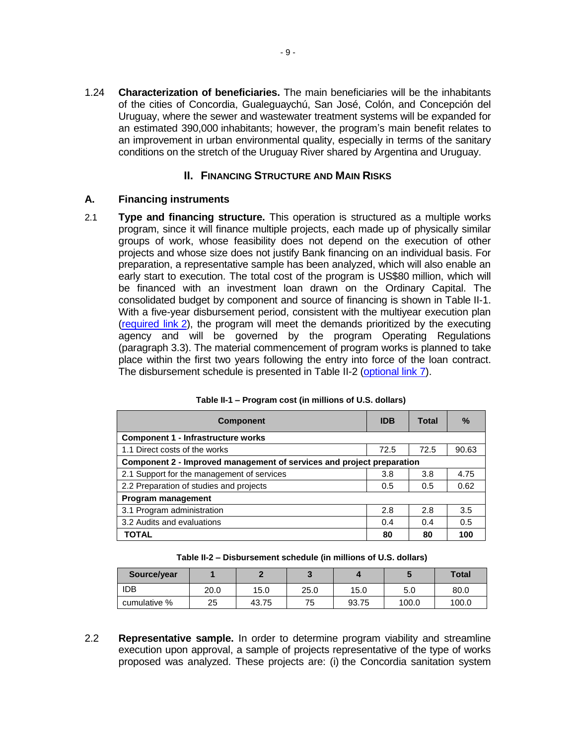1.24 **Characterization of beneficiaries.** The main beneficiaries will be the inhabitants of the cities of Concordia, Gualeguaychú, San José, Colón, and Concepción del Uruguay, where the sewer and wastewater treatment systems will be expanded for an estimated 390,000 inhabitants; however, the program's main benefit relates to an improvement in urban environmental quality, especially in terms of the sanitary conditions on the stretch of the Uruguay River shared by Argentina and Uruguay.

## II. FINANCING STRUCTURE AND MAIN RISKS

### A. Financing instruments

2.1 **Type and financing structure.** This operation is structured as a multiple works program, since it will finance multiple projects, each made up of physically similar groups of work, whose feasibility does not depend on the execution of other projects and whose size does not justify Bank financing on an individual basis. For preparation, a representative sample has been analyzed, which will also enable an early start to execution. The total cost of the program is US$80 million, which will be financed with an investment loan drawn on the Ordinary Capital. The consolidated budget by component and source of financing is shown in Table II-1. With a five-year disbursement period, consistent with the multiyear execution plan (required link 2), the program will meet the demands prioritized by the executing agency and will be governed by the program Operating Regulations (paragraph 3.3). The material commencement of program works is planned to take place within the first two years following the entry into force of the loan contract. The disbursement schedule is presented in Table II-2 (optional link 7).

**Table II-1 – Program cost (in millions of U.S. dollars)**

| Component | IDB | Total | % |
|---|---|---|---|
| **Component 1 - Infrastructure works** | | | |
| 1.1 Direct costs of the works | 72.5 | 72.5 | 90.63 |
| **Component 2 - Improved management of services and project preparation** | | | |
| 2.1 Support for the management of services | 3.8 | 3.8 | 4.75 |
| 2.2 Preparation of studies and projects | 0.5 | 0.5 | 0.62 |
| **Program management** | | | |
| 3.1 Program administration | 2.8 | 2.8 | 3.5 |
| 3.2 Audits and evaluations | 0.4 | 0.4 | 0.5 |
| **TOTAL** | **80** | **80** | **100** |

**Table II-2 – Disbursement schedule (in millions of U.S. dollars)**

| Source/year | 1 | 2 | 3 | 4 | 5 | Total |
|---|---|---|---|---|---|---|
| IDB | 20.0 | 15.0 | 25.0 | 15.0 | 5.0 | 80.0 |
| cumulative % | 25 | 43.75 | 75 | 93.75 | 100.0 | 100.0 |

2.2 **Representative sample.** In order to determine program viability and streamline execution upon approval, a sample of projects representative of the type of works proposed was analyzed. These projects are: (i) the Concordia sanitation system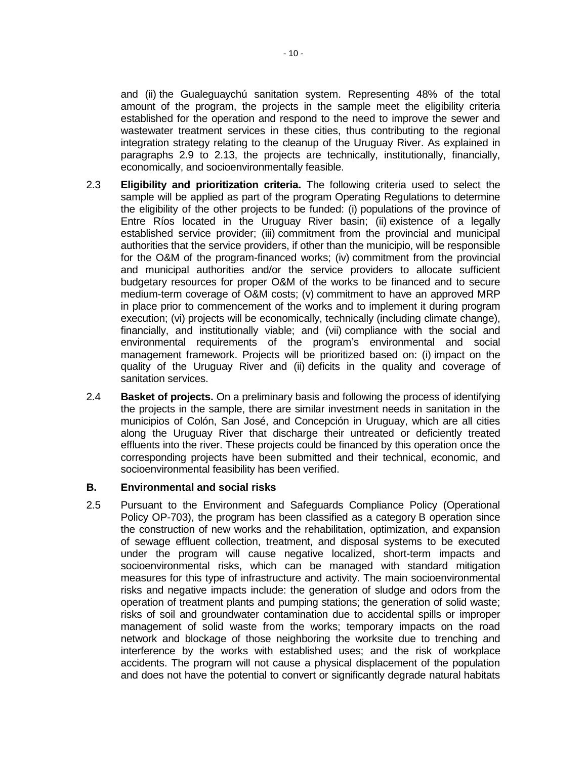and (ii) the Gualeguaychú sanitation system. Representing 48% of the total amount of the program, the projects in the sample meet the eligibility criteria established for the operation and respond to the need to improve the sewer and wastewater treatment services in these cities, thus contributing to the regional integration strategy relating to the cleanup of the Uruguay River. As explained in paragraphs 2.9 to 2.13, the projects are technically, institutionally, financially, economically, and socioenvironmentally feasible.

2.3 **Eligibility and prioritization criteria.** The following criteria used to select the sample will be applied as part of the program Operating Regulations to determine the eligibility of the other projects to be funded: (i) populations of the province of Entre Ríos located in the Uruguay River basin; (ii) existence of a legally established service provider; (iii) commitment from the provincial and municipal authorities that the service providers, if other than the municipio, will be responsible for the O&M of the program-financed works; (iv) commitment from the provincial and municipal authorities and/or the service providers to allocate sufficient budgetary resources for proper O&M of the works to be financed and to secure medium-term coverage of O&M costs; (v) commitment to have an approved MRP in place prior to commencement of the works and to implement it during program execution; (vi) projects will be economically, technically (including climate change), financially, and institutionally viable; and (vii) compliance with the social and environmental requirements of the program's environmental and social management framework. Projects will be prioritized based on: (i) impact on the quality of the Uruguay River and (ii) deficits in the quality and coverage of sanitation services.

2.4 **Basket of projects.** On a preliminary basis and following the process of identifying the projects in the sample, there are similar investment needs in sanitation in the municipios of Colón, San José, and Concepción in Uruguay, which are all cities along the Uruguay River that discharge their untreated or deficiently treated effluents into the river. These projects could be financed by this operation once the corresponding projects have been submitted and their technical, economic, and socioenvironmental feasibility has been verified.

### B. Environmental and social risks

2.5 Pursuant to the Environment and Safeguards Compliance Policy (Operational Policy OP-703), the program has been classified as a category B operation since the construction of new works and the rehabilitation, optimization, and expansion of sewage effluent collection, treatment, and disposal systems to be executed under the program will cause negative localized, short-term impacts and socioenvironmental risks, which can be managed with standard mitigation measures for this type of infrastructure and activity. The main socioenvironmental risks and negative impacts include: the generation of sludge and odors from the operation of treatment plants and pumping stations; the generation of solid waste; risks of soil and groundwater contamination due to accidental spills or improper management of solid waste from the works; temporary impacts on the road network and blockage of those neighboring the worksite due to trenching and interference by the works with established uses; and the risk of workplace accidents. The program will not cause a physical displacement of the population and does not have the potential to convert or significantly degrade natural habitats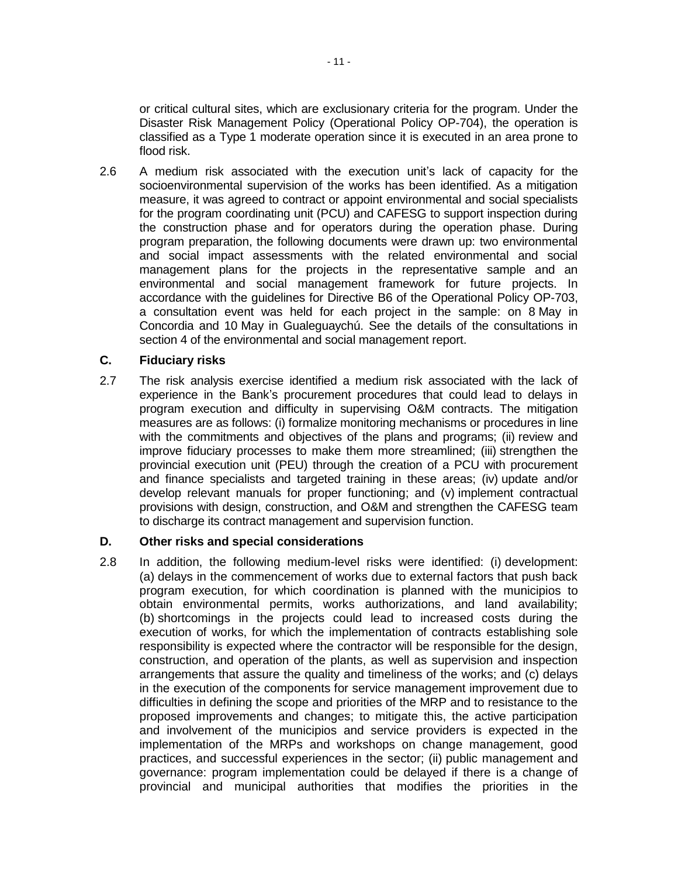or critical cultural sites, which are exclusionary criteria for the program. Under the Disaster Risk Management Policy (Operational Policy OP-704), the operation is classified as a Type 1 moderate operation since it is executed in an area prone to flood risk.

2.6 A medium risk associated with the execution unit's lack of capacity for the socioenvironmental supervision of the works has been identified. As a mitigation measure, it was agreed to contract or appoint environmental and social specialists for the program coordinating unit (PCU) and CAFESG to support inspection during the construction phase and for operators during the operation phase. During program preparation, the following documents were drawn up: two environmental and social impact assessments with the related environmental and social management plans for the projects in the representative sample and an environmental and social management framework for future projects. In accordance with the guidelines for Directive B6 of the Operational Policy OP-703, a consultation event was held for each project in the sample: on 8 May in Concordia and 10 May in Gualeguaychú. See the details of the consultations in section 4 of the environmental and social management report.

## C. Fiduciary risks

2.7 The risk analysis exercise identified a medium risk associated with the lack of experience in the Bank's procurement procedures that could lead to delays in program execution and difficulty in supervising O&M contracts. The mitigation measures are as follows: (i) formalize monitoring mechanisms or procedures in line with the commitments and objectives of the plans and programs; (ii) review and improve fiduciary processes to make them more streamlined; (iii) strengthen the provincial execution unit (PEU) through the creation of a PCU with procurement and finance specialists and targeted training in these areas; (iv) update and/or develop relevant manuals for proper functioning; and (v) implement contractual provisions with design, construction, and O&M and strengthen the CAFESG team to discharge its contract management and supervision function.

## D. Other risks and special considerations

2.8 In addition, the following medium-level risks were identified: (i) development: (a) delays in the commencement of works due to external factors that push back program execution, for which coordination is planned with the municipios to obtain environmental permits, works authorizations, and land availability; (b) shortcomings in the projects could lead to increased costs during the execution of works, for which the implementation of contracts establishing sole responsibility is expected where the contractor will be responsible for the design, construction, and operation of the plants, as well as supervision and inspection arrangements that assure the quality and timeliness of the works; and (c) delays in the execution of the components for service management improvement due to difficulties in defining the scope and priorities of the MRP and to resistance to the proposed improvements and changes; to mitigate this, the active participation and involvement of the municipios and service providers is expected in the implementation of the MRPs and workshops on change management, good practices, and successful experiences in the sector; (ii) public management and governance: program implementation could be delayed if there is a change of provincial and municipal authorities that modifies the priorities in the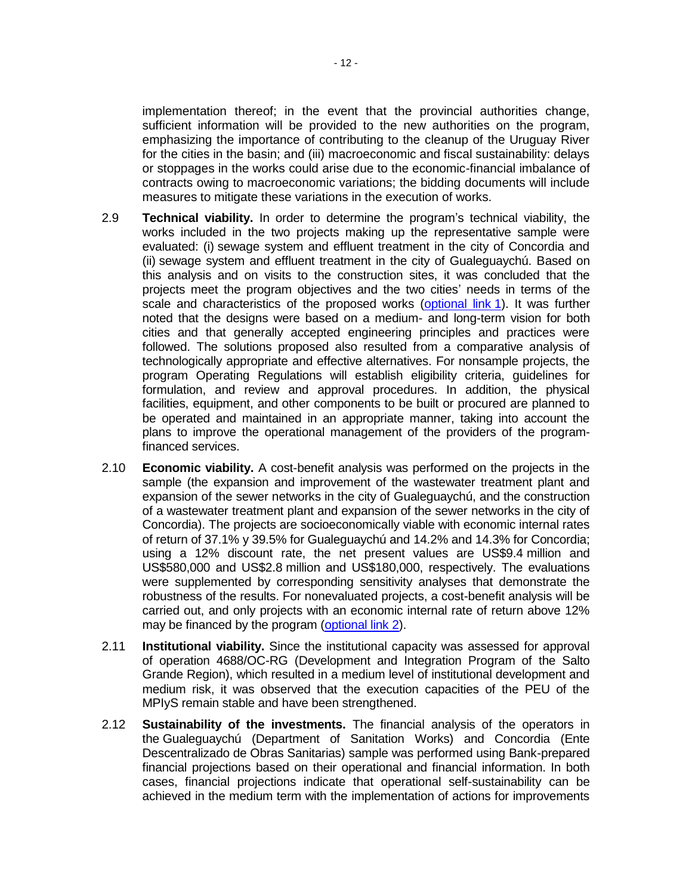implementation thereof; in the event that the provincial authorities change, sufficient information will be provided to the new authorities on the program, emphasizing the importance of contributing to the cleanup of the Uruguay River for the cities in the basin; and (iii) macroeconomic and fiscal sustainability: delays or stoppages in the works could arise due to the economic-financial imbalance of contracts owing to macroeconomic variations; the bidding documents will include measures to mitigate these variations in the execution of works.

2.9 **Technical viability.** In order to determine the program's technical viability, the works included in the two projects making up the representative sample were evaluated: (i) sewage system and effluent treatment in the city of Concordia and (ii) sewage system and effluent treatment in the city of Gualeguaychú. Based on this analysis and on visits to the construction sites, it was concluded that the projects meet the program objectives and the two cities' needs in terms of the scale and characteristics of the proposed works (optional link 1). It was further noted that the designs were based on a medium- and long-term vision for both cities and that generally accepted engineering principles and practices were followed. The solutions proposed also resulted from a comparative analysis of technologically appropriate and effective alternatives. For nonsample projects, the program Operating Regulations will establish eligibility criteria, guidelines for formulation, and review and approval procedures. In addition, the physical facilities, equipment, and other components to be built or procured are planned to be operated and maintained in an appropriate manner, taking into account the plans to improve the operational management of the providers of the program-financed services.

2.10 **Economic viability.** A cost-benefit analysis was performed on the projects in the sample (the expansion and improvement of the wastewater treatment plant and expansion of the sewer networks in the city of Gualeguaychú, and the construction of a wastewater treatment plant and expansion of the sewer networks in the city of Concordia). The projects are socioeconomically viable with economic internal rates of return of 37.1% y 39.5% for Gualeguaychú and 14.2% and 14.3% for Concordia; using a 12% discount rate, the net present values are US$9.4 million and US$580,000 and US$2.8 million and US$180,000, respectively. The evaluations were supplemented by corresponding sensitivity analyses that demonstrate the robustness of the results. For nonevaluated projects, a cost-benefit analysis will be carried out, and only projects with an economic internal rate of return above 12% may be financed by the program (optional link 2).

2.11 **Institutional viability.** Since the institutional capacity was assessed for approval of operation 4688/OC-RG (Development and Integration Program of the Salto Grande Region), which resulted in a medium level of institutional development and medium risk, it was observed that the execution capacities of the PEU of the MPIyS remain stable and have been strengthened.

2.12 **Sustainability of the investments.** The financial analysis of the operators in the Gualeguaychú (Department of Sanitation Works) and Concordia (Ente Descentralizado de Obras Sanitarias) sample was performed using Bank-prepared financial projections based on their operational and financial information. In both cases, financial projections indicate that operational self-sustainability can be achieved in the medium term with the implementation of actions for improvements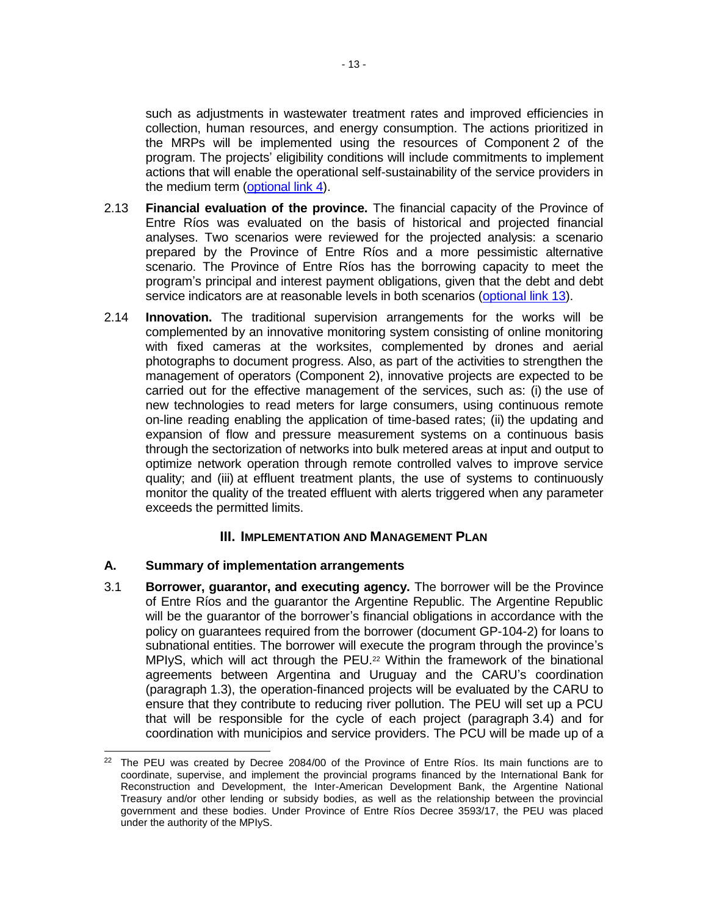such as adjustments in wastewater treatment rates and improved efficiencies in collection, human resources, and energy consumption. The actions prioritized in the MRPs will be implemented using the resources of Component 2 of the program. The projects' eligibility conditions will include commitments to implement actions that will enable the operational self-sustainability of the service providers in the medium term (optional link 4).

2.13 **Financial evaluation of the province.** The financial capacity of the Province of Entre Ríos was evaluated on the basis of historical and projected financial analyses. Two scenarios were reviewed for the projected analysis: a scenario prepared by the Province of Entre Ríos and a more pessimistic alternative scenario. The Province of Entre Ríos has the borrowing capacity to meet the program's principal and interest payment obligations, given that the debt and debt service indicators are at reasonable levels in both scenarios (optional link 13).

2.14 **Innovation.** The traditional supervision arrangements for the works will be complemented by an innovative monitoring system consisting of online monitoring with fixed cameras at the worksites, complemented by drones and aerial photographs to document progress. Also, as part of the activities to strengthen the management of operators (Component 2), innovative projects are expected to be carried out for the effective management of the services, such as: (i) the use of new technologies to read meters for large consumers, using continuous remote on-line reading enabling the application of time-based rates; (ii) the updating and expansion of flow and pressure measurement systems on a continuous basis through the sectorization of networks into bulk metered areas at input and output to optimize network operation through remote controlled valves to improve service quality; and (iii) at effluent treatment plants, the use of systems to continuously monitor the quality of the treated effluent with alerts triggered when any parameter exceeds the permitted limits.

## III. IMPLEMENTATION AND MANAGEMENT PLAN

### A. Summary of implementation arrangements

3.1 **Borrower, guarantor, and executing agency.** The borrower will be the Province of Entre Ríos and the guarantor the Argentine Republic. The Argentine Republic will be the guarantor of the borrower's financial obligations in accordance with the policy on guarantees required from the borrower (document GP-104-2) for loans to subnational entities. The borrower will execute the program through the province's MPIyS, which will act through the PEU.[22] Within the framework of the binational agreements between Argentina and Uruguay and the CARU's coordination (paragraph 1.3), the operation-financed projects will be evaluated by the CARU to ensure that they contribute to reducing river pollution. The PEU will set up a PCU that will be responsible for the cycle of each project (paragraph 3.4) and for coordination with municipios and service providers. The PCU will be made up of a

---

[22] The PEU was created by Decree 2084/00 of the Province of Entre Ríos. Its main functions are to coordinate, supervise, and implement the provincial programs financed by the International Bank for Reconstruction and Development, the Inter-American Development Bank, the Argentine National Treasury and/or other lending or subsidy bodies, as well as the relationship between the provincial government and these bodies. Under Province of Entre Ríos Decree 3593/17, the PEU was placed under the authority of the MPIyS.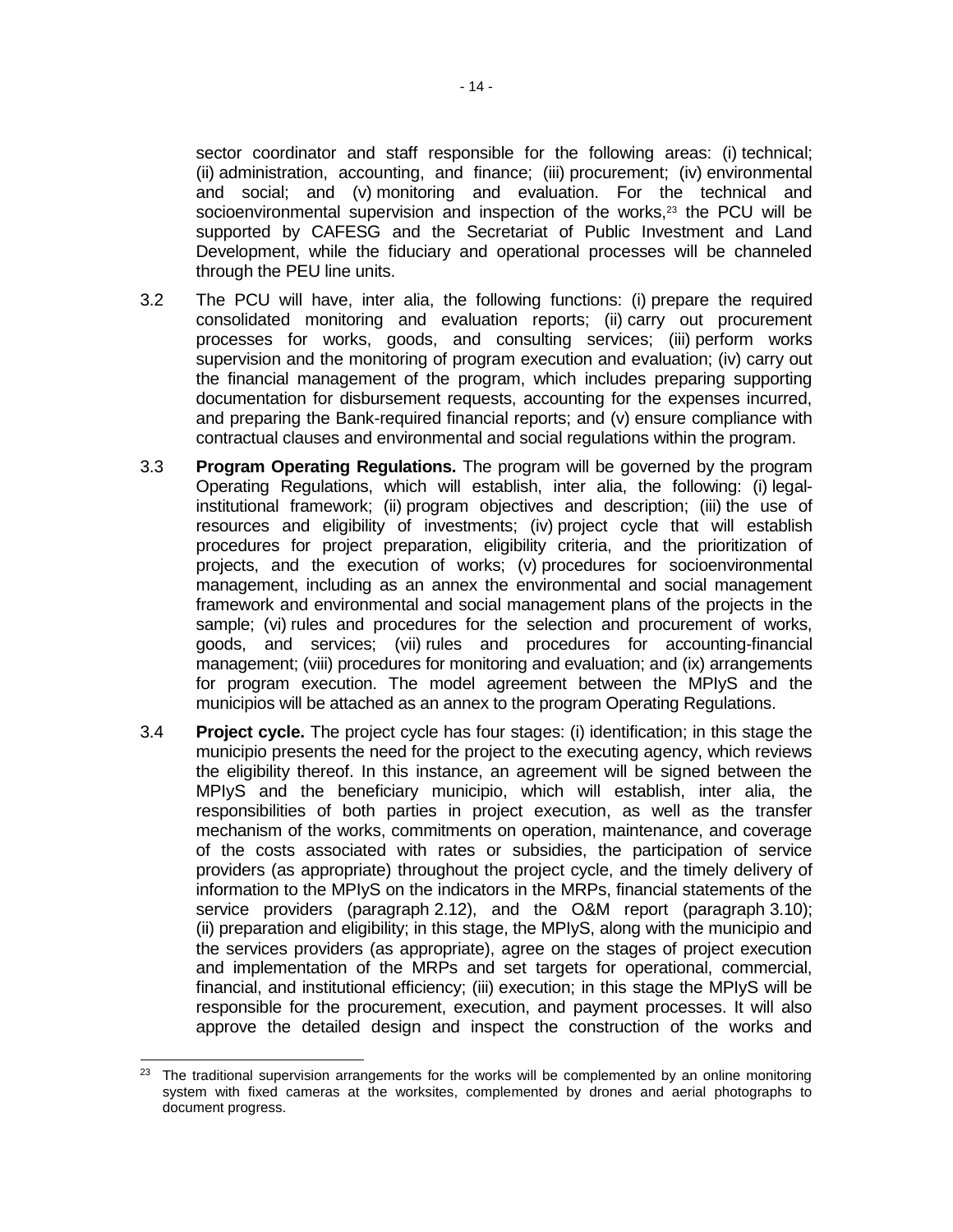sector coordinator and staff responsible for the following areas: (i) technical; (ii) administration, accounting, and finance; (iii) procurement; (iv) environmental and social; and (v) monitoring and evaluation. For the technical and socioenvironmental supervision and inspection of the works,[23] the PCU will be supported by CAFESG and the Secretariat of Public Investment and Land Development, while the fiduciary and operational processes will be channeled through the PEU line units.

3.2 The PCU will have, inter alia, the following functions: (i) prepare the required consolidated monitoring and evaluation reports; (ii) carry out procurement processes for works, goods, and consulting services; (iii) perform works supervision and the monitoring of program execution and evaluation; (iv) carry out the financial management of the program, which includes preparing supporting documentation for disbursement requests, accounting for the expenses incurred, and preparing the Bank-required financial reports; and (v) ensure compliance with contractual clauses and environmental and social regulations within the program.

3.3 **Program Operating Regulations.** The program will be governed by the program Operating Regulations, which will establish, inter alia, the following: (i) legal-institutional framework; (ii) program objectives and description; (iii) the use of resources and eligibility of investments; (iv) project cycle that will establish procedures for project preparation, eligibility criteria, and the prioritization of projects, and the execution of works; (v) procedures for socioenvironmental management, including as an annex the environmental and social management framework and environmental and social management plans of the projects in the sample; (vi) rules and procedures for the selection and procurement of works, goods, and services; (vii) rules and procedures for accounting-financial management; (viii) procedures for monitoring and evaluation; and (ix) arrangements for program execution. The model agreement between the MPIySand the municipios will be attached as an annex to the program Operating Regulations.

3.4 **Project cycle.** The project cycle has four stages: (i) identification; in this stage the municipio presents the need for the project to the executing agency, which reviews the eligibility thereof. In this instance, an agreement will be signed between the MPIyS and the beneficiary municipio, which will establish, inter alia, the responsibilities of both parties in project execution, as well as the transfer mechanism of the works, commitments on operation, maintenance, and coverage of the costs associated with rates or subsidies, the participation of service providers (as appropriate) throughout the project cycle, and the timely delivery of information to the MPIyS on the indicators in the MRPs, financial statements of the service providers (paragraph 2.12), and the O&M report (paragraph 3.10); (ii) preparation and eligibility; in this stage, the MPIyS, along with the municipio and the services providers (as appropriate), agree on the stages of project execution and implementation of the MRPs and set targets for operational, commercial, financial, and institutional efficiency; (iii) execution; in this stage the MPIyS will be responsible for the procurement, execution, and payment processes. It will also approve the detailed design and inspect the construction of the works and

[23] The traditional supervision arrangements for the works will be complemented by an online monitoring system with fixed cameras at the worksites, complemented by drones and aerial photographs to document progress.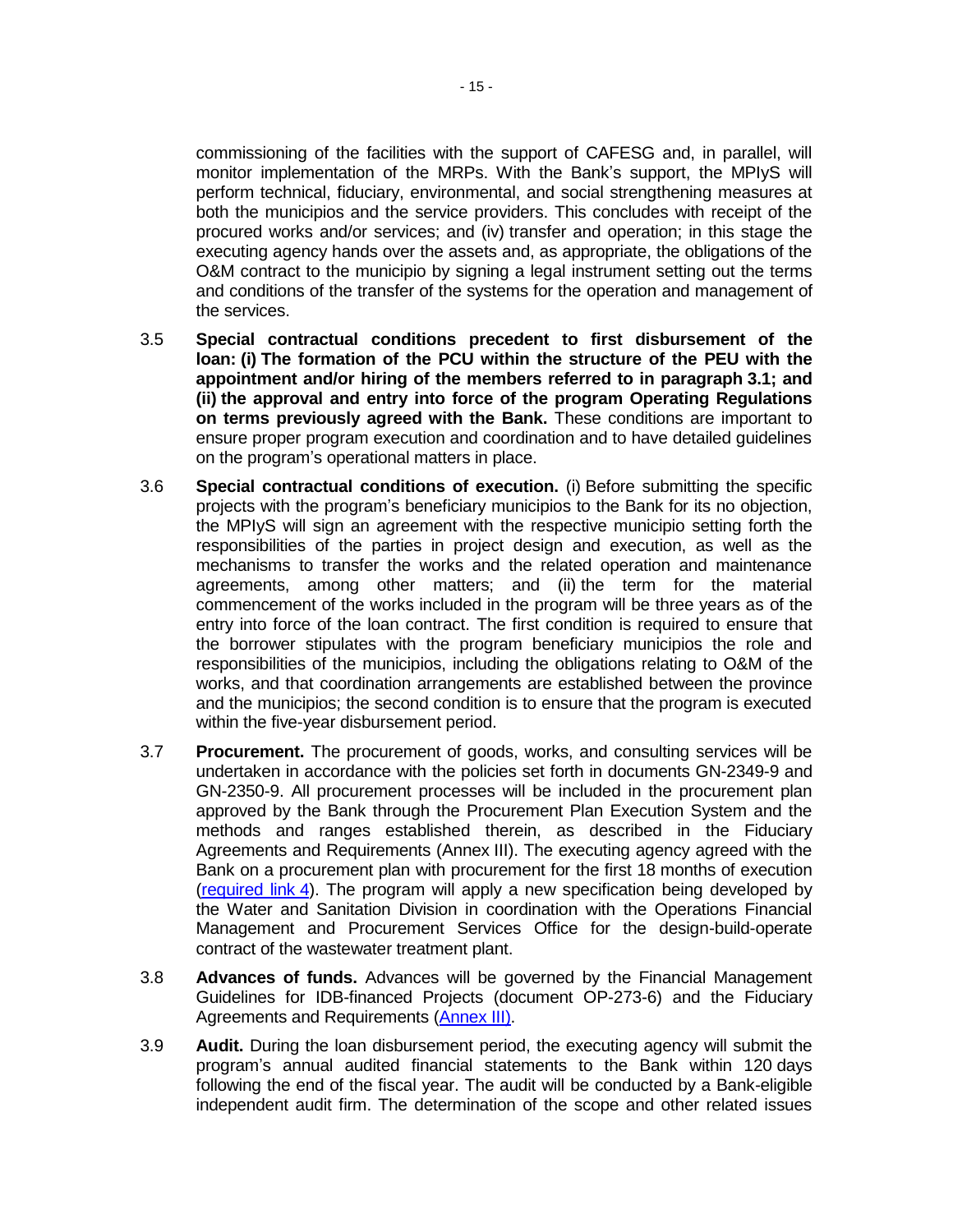commissioning of the facilities with the support of CAFESG and, in parallel, will monitor implementation of the MRPs. With the Bank's support, the MPIyS will perform technical, fiduciary, environmental, and social strengthening measures at both the municipios and the service providers. This concludes with receipt of the procured works and/or services; and (iv) transfer and operation; in this stage the executing agency hands over the assets and, as appropriate, the obligations of the O&M contract to the municipio by signing a legal instrument setting out the terms and conditions of the transfer of the systems for the operation and management of the services.

3.5 **Special contractual conditions precedent to first disbursement of the loan: (i) The formation of the PCU within the structure of the PEU with the appointment and/or hiring of the members referred to in paragraph 3.1; and (ii) the approval and entry into force of the program Operating Regulations on terms previously agreed with the Bank.** These conditions are important to ensure proper program execution and coordination and to have detailed guidelines on the program's operational matters in place.

3.6 **Special contractual conditions of execution.** (i) Before submitting the specific projects with the program's beneficiary municipios to the Bank for its no objection, the MPIyS will sign an agreement with the respective municipio setting forth the responsibilities of the parties in project design and execution, as well as the mechanisms to transfer the works and the related operation and maintenance agreements, among other matters; and (ii) the term for the material commencement of the works included in the program will be three years as of the entry into force of the loan contract. The first condition is required to ensure that the borrower stipulates with the program beneficiary municipios the role and responsibilities of the municipios, including the obligations relating to O&M of the works, and that coordination arrangements are established between the province and the municipios; the second condition is to ensure that the program is executed within the five-year disbursement period.

3.7 **Procurement.** The procurement of goods, works, and consulting services will be undertaken in accordance with the policies set forth in documents GN-2349-9 and GN-2350-9. All procurement processes will be included in the procurement plan approved by the Bank through the Procurement Plan Execution System and the methods and ranges established therein, as described in the Fiduciary Agreements and Requirements (Annex III). The executing agency agreed with the Bank on a procurement plan with procurement for the first 18 months of execution (required link 4). The program will apply a new specification being developed by the Water and Sanitation Division in coordination with the Operations Financial Management and Procurement Services Office for the design-build-operate contract of the wastewater treatment plant.

3.8 **Advances of funds.** Advances will be governed by the Financial Management Guidelines for IDB-financed Projects (document OP-273-6) and the Fiduciary Agreements and Requirements (Annex III).

3.9 **Audit.** During the loan disbursement period, the executing agency will submit the program's annual audited financial statements to the Bank within 120 days following the end of the fiscal year. The audit will be conducted by a Bank-eligible independent audit firm. The determination of the scope and other related issues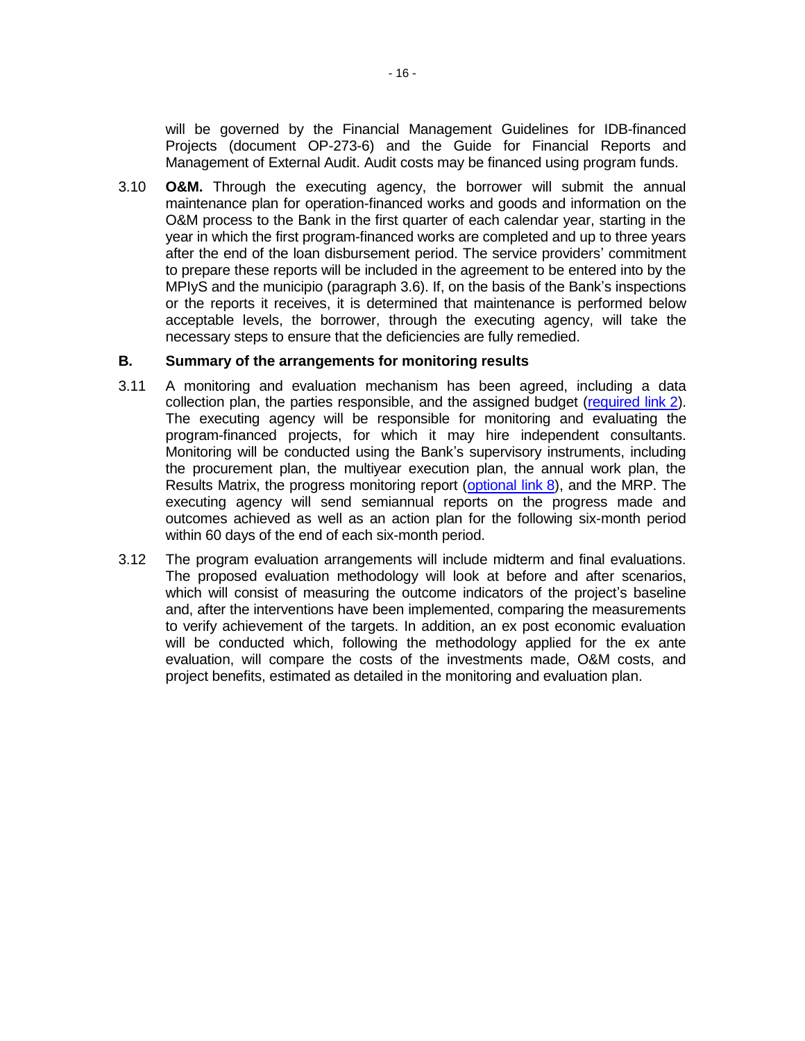will be governed by the Financial Management Guidelines for IDB-financed Projects (document OP-273-6) and the Guide for Financial Reports and Management of External Audit. Audit costs may be financed using program funds.

3.10 **O&M.** Through the executing agency, the borrower will submit the annual maintenance plan for operation-financed works and goods and information on the O&M process to the Bank in the first quarter of each calendar year, starting in the year in which the first program-financed works are completed and up to three years after the end of the loan disbursement period. The service providers' commitment to prepare these reports will be included in the agreement to be entered into by the MPIyS and the municipio (paragraph 3.6). If, on the basis of the Bank's inspections or the reports it receives, it is determined that maintenance is performed below acceptable levels, the borrower, through the executing agency, will take the necessary steps to ensure that the deficiencies are fully remedied.

## B. Summary of the arrangements for monitoring results

3.11 A monitoring and evaluation mechanism has been agreed, including a data collection plan, the parties responsible, and the assigned budget (required link 2). The executing agency will be responsible for monitoring and evaluating the program-financed projects, for which it may hire independent consultants. Monitoring will be conducted using the Bank's supervisory instruments, including the procurement plan, the multiyear execution plan, the annual work plan, the Results Matrix, the progress monitoring report (optional link 8), and the MRP. The executing agency will send semiannual reports on the progress made and outcomes achieved as well as an action plan for the following six-month period within 60 days of the end of each six-month period.

3.12 The program evaluation arrangements will include midterm and final evaluations. The proposed evaluation methodology will look at before and after scenarios, which will consist of measuring the outcome indicators of the project's baseline and, after the interventions have been implemented, comparing the measurements to verify achievement of the targets. In addition, an ex post economic evaluation will be conducted which, following the methodology applied for the ex ante evaluation, will compare the costs of the investments made, O&M costs, and project benefits, estimated as detailed in the monitoring and evaluation plan.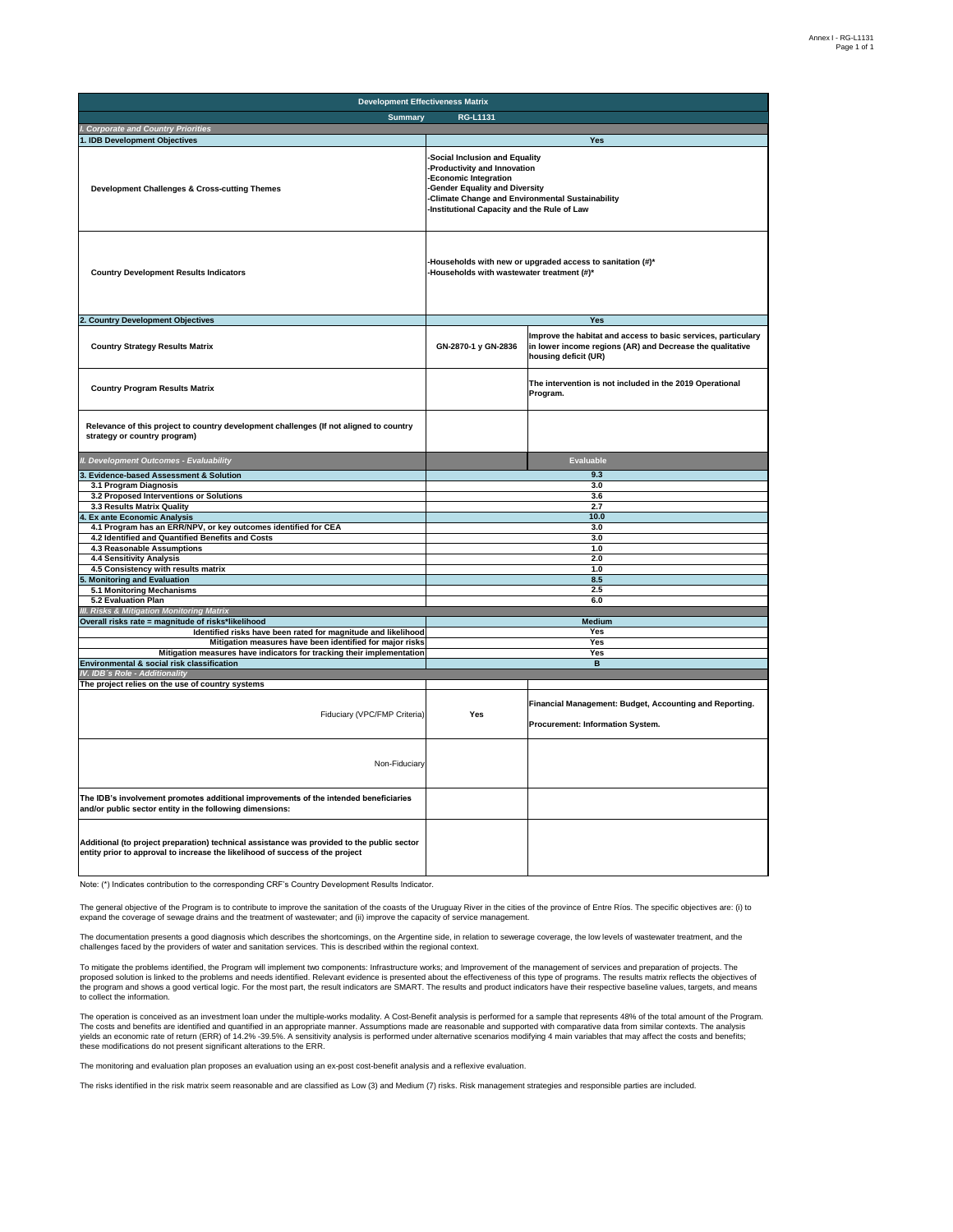| Development Effectiveness Matrix | | |
|---|---|---|
| **Summary** | **RG-L1131** | |
| *I. Corporate and Country Priorities* | | |
| **1. IDB Development Objectives** | **Yes** | |
| **Development Challenges & Cross-cutting Themes** | -Social Inclusion and Equality<br>-Productivity and Innovation<br>-Economic Integration<br>-Gender Equality and Diversity<br>-Climate Change and Environmental Sustainability<br>-Institutional Capacity and the Rule of Law | |
| **Country Development Results Indicators** | -Households with new or upgraded access to sanitation (#)*<br>-Households with wastewater treatment (#)* | |
| **2. Country Development Objectives** | **Yes** | |
| **Country Strategy Results Matrix** | GN-2870-1 y GN-2836 | Improve the habitat and access to basic services, particulary in lower income regions (AR) and Decrease the qualitative housing deficit (UR) |
| **Country Program Results Matrix** | | The intervention is not included in the 2019 Operational Program. |
| **Relevance of this project to country development challenges (If not aligned to country strategy or country program)** | | |
| *II. Development Outcomes - Evaluability* | | **Evaluable** |
| **3. Evidence-based Assessment & Solution** | 9.3 | |
| 3.1 Program Diagnosis | 3.0 | |
| 3.2 Proposed Interventions or Solutions | 3.6 | |
| 3.3 Results Matrix Quality | 2.7 | |
| **4. Ex ante Economic Analysis** | 10.0 | |
| 4.1 Program has an ERR/NPV, or key outcomes identified for CEA | 3.0 | |
| 4.2 Identified and Quantified Benefits and Costs | 3.0 | |
| 4.3 Reasonable Assumptions | 1.0 | |
| 4.4 Sensitivity Analysis | 2.0 | |
| 4.5 Consistency with results matrix | 1.0 | |
| **5. Monitoring and Evaluation** | 8.5 | |
| 5.1 Monitoring Mechanisms | 2.5 | |
| 5.2 Evaluation Plan | 6.0 | |
| *III. Risks & Mitigation Monitoring Matrix* | | |
| **Overall risks rate = magnitude of risks*likelihood** | **Medium** | |
| Identified risks have been rated for magnitude and likelihood | Yes | |
| Mitigation measures have been identified for major risks | Yes | |
| Mitigation measures have indicators for tracking their implementation | Yes | |
| **Environmental & social risk classification** | **B** | |
| *IV. IDB´s Role - Additionality* | | |
| **The project relies on the use of country systems** | | |
| Fiduciary (VPC/FMP Criteria) | **Yes** | Financial Management: Budget, Accounting and Reporting.<br><br>Procurement: Information System. |
| Non-Fiduciary | | |
| **The IDB's involvement promotes additional improvements of the intended beneficiaries and/or public sector entity in the following dimensions:** | | |
| **Additional (to project preparation) technical assistance was provided to the public sector entity prior to approval to increase the likelihood of success of the project** | | |

Note: (*) Indicates contribution to the corresponding CRF's Country Development Results Indicator.

The general objective of the Program is to contribute to improve the sanitation of the coasts of the Uruguay River in the cities of the province of Entre Ríos. The specific objectives are: (i) to expand the coverage of sewage drains and the treatment of wastewater; and (ii) improve the capacity of service management.

The documentation presents a good diagnosis which describes the shortcomings, on the Argentine side, in relation to sewerage coverage, the low levels of wastewater treatment, and the challenges faced by the providers of water and sanitation services. This is described within the regional context.

To mitigate the problems identified, the Program will implement two components: Infrastructure works; and Improvement of the management of services and preparation of projects. The proposed solution is linked to the problems and needs identified. Relevant evidence is presented about the effectiveness of this type of programs. The results matrix reflects the objectives of the program and shows a good vertical logic. For the most part, the result indicators are SMART. The results and product indicators have their respective baseline values, targets, and means to collect the information.

The operation is conceived as an investment loan under the multiple-works modality. A Cost-Benefit analysis is performed for a sample that represents 48% of the total amount of the Program. The costs and benefits are identified and quantified in an appropriate manner. Assumptions made are reasonable and supported with comparative data from similar contexts. The analysis yields an economic rate of return (ERR) of 14.2% -39.5%. A sensitivity analysis is performed under alternative scenarios modifying 4 main variables that may affect the costs and benefits; these modifications do not present significant alterations to the ERR.

The monitoring and evaluation plan proposes an evaluation using an ex-post cost-benefit analysis and a reflexive evaluation.

The risks identified in the risk matrix seem reasonable and are classified as Low (3) and Medium (7) risks. Risk management strategies and responsible parties are included.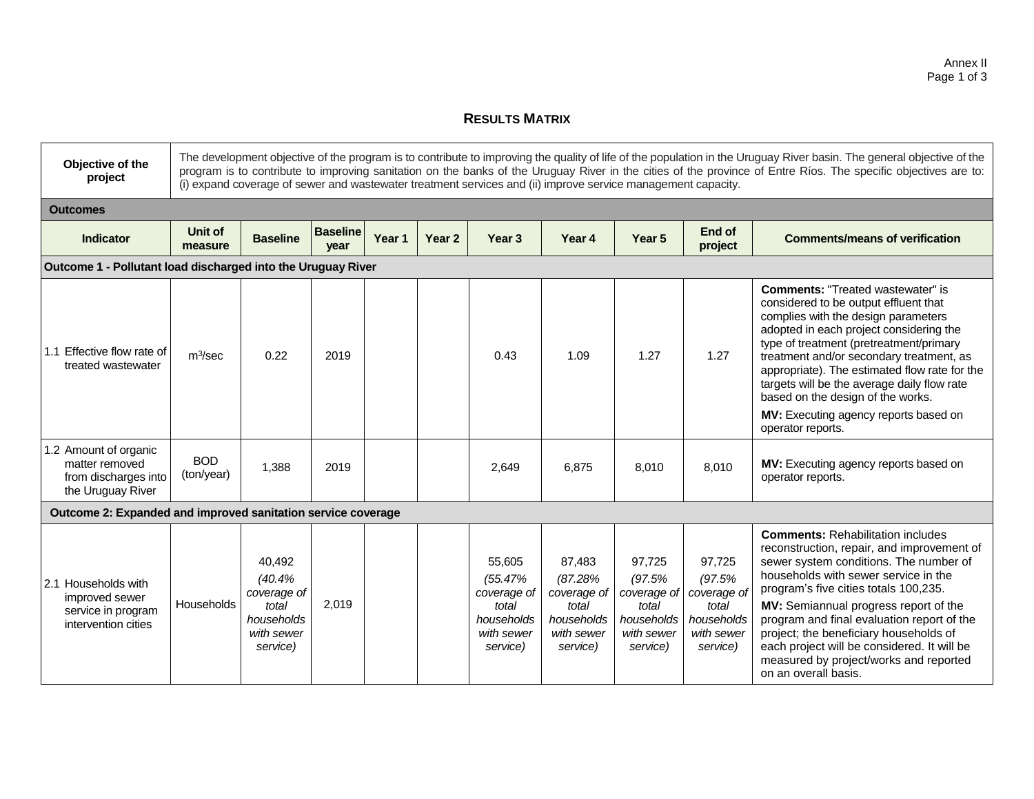# RESULTS MATRIX

| Objective of the project | The development objective of the program is to contribute to improving the quality of life of the population in the Uruguay River basin. The general objective of the program is to contribute to improving sanitation on the banks of the Uruguay River in the cities of the province of Entre Ríos. The specific objectives are to: (i) expand coverage of sewer and wastewater treatment services and (ii) improve service management capacity. |
|---|---|

**Outcomes**

| Indicator | Unit of measure | Baseline | Baseline year | Year 1 | Year 2 | Year 3 | Year 4 | Year 5 | End of project | Comments/means of verification |
|---|---|---|---|---|---|---|---|---|---|---|
| **Outcome 1 - Pollutant load discharged into the Uruguay River** | | | | | | | | | | |
| 1.1 Effective flow rate of treated wastewater | $m^3$/sec | 0.22 | 2019 | | | 0.43 | 1.09 | 1.27 | 1.27 | **Comments:** "Treated wastewater" is considered to be output effluent that complies with the design parameters adopted in each project considering the type of treatment (pretreatment/primary treatment and/or secondary treatment, as appropriate). The estimated flow rate for the targets will be the average daily flow rate based on the design of the works. **MV:** Executing agency reports based on operator reports. |
| 1.2 Amount of organic matter removed from discharges into the Uruguay River | BOD (ton/year) | 1,388 | 2019 | | | 2,649 | 6,875 | 8,010 | 8,010 | **MV:** Executing agency reports based on operator reports. |
| **Outcome 2: Expanded and improved sanitation service coverage** | | | | | | | | | | |
| 2.1 Households with improved sewer service in program intervention cities | Households | 40,492 *(40.4% coverage of total households with sewer service)* | 2,019 | | | 55,605 *(55.47% coverage of total households with sewer service)* | 87,483 *(87.28% coverage of total households with sewer service)* | 97,725 *(97.5% coverage of total households with sewer service)* | 97,725 *(97.5% coverage of total households with sewer service)* | **Comments:** Rehabilitation includes reconstruction, repair, and improvement of sewer system conditions. The number of households with sewer service in the program's five cities totals 100,235. **MV:** Semiannual progress report of the program and final evaluation report of the project; the beneficiary households of each project will be considered. It will be measured by project/works and reported on an overall basis. |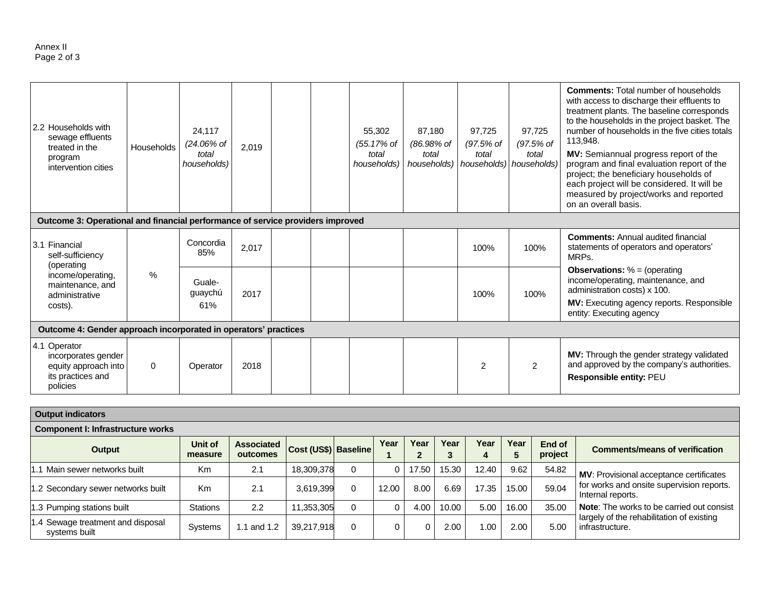| | | | | | | | | | | |
|---|---|---|---|---|---|---|---|---|---|---|
| 2.2 Households with sewage effluents treated in the program intervention cities | Households | 24,117 *(24.06% of total households)* | 2,019 | | | 55,302 *(55.17% of total households)* | 87,180 *(86.98% of total households)* | 97,725 *(97.5% of total households)* | 97,725 *(97.5% of total households)* | **Comments:** Total number of households with access to discharge their effluents to treatment plants. The baseline corresponds to the households in the project basket. The number of households in the five cities totals 113,948. **MV:** Semiannual progress report of the program and final evaluation report of the project; the beneficiary households of each project will be considered. It will be measured by project/works and reported on an overall basis. |
| **Outcome 3: Operational and financial performance of service providers improved** | | | | | | | | | | |
| 3.1 Financial self-sufficiency (operating income/operating, maintenance, and administrative costs). | % | Concordia 85% | 2,017 | | | | | 100% | 100% | **Comments:** Annual audited financial statements of operators and operators' MRPs. **Observations:** % = (operating income/operating, maintenance, and administration costs) x 100. **MV:** Executing agency reports. Responsible entity: Executing agency |
| | | Guale-guaychú 61% | 2017 | | | | | 100% | 100% | |
| **Outcome 4: Gender approach incorporated in operators' practices** | | | | | | | | | | |
| 4.1 Operator incorporates gender equity approach into its practices and policies | 0 | Operator | 2018 | | | | | 2 | 2 | **MV:** Through the gender strategy validated and approved by the company's authorities. **Responsible entity:** PEU |

| **Output indicators** | | | | | | | | | | | | |
|---|---|---|---|---|---|---|---|---|---|---|---|---|
| **Component I: Infrastructure works** | | | | | | | | | | | | |
| **Output** | **Unit of measure** | **Associated outcomes** | **Cost (US$)** | **Baseline** | **Year 1** | **Year 2** | **Year 3** | **Year 4** | **Year 5** | **End of project** | **Comments/means of verification** |
| 1.1 Main sewer networks built | Km | 2.1 | 18,309,378 | 0 | 0 | 17.50 | 15.30 | 12.40 | 9.62 | 54.82 | **MV**: Provisional acceptance certificates for works and onsite supervision reports. Internal reports. **Note**: The works to be carried out consist largely of the rehabilitation of existing infrastructure. |
| 1.2 Secondary sewer networks built | Km | 2.1 | 3,619,399 | 0 | 12.00 | 8.00 | 6.69 | 17.35 | 15.00 | 59.04 | |
| 1.3 Pumping stations built | Stations | 2.2 | 11,353,305 | 0 | 0 | 4.00 | 10.00 | 5.00 | 16.00 | 35.00 | |
| 1.4 Sewage treatment and disposal systems built | Systems | 1.1 and 1.2 | 39,217,918 | 0 | 0 | 0 | 2.00 | 1.00 | 2.00 | 5.00 | |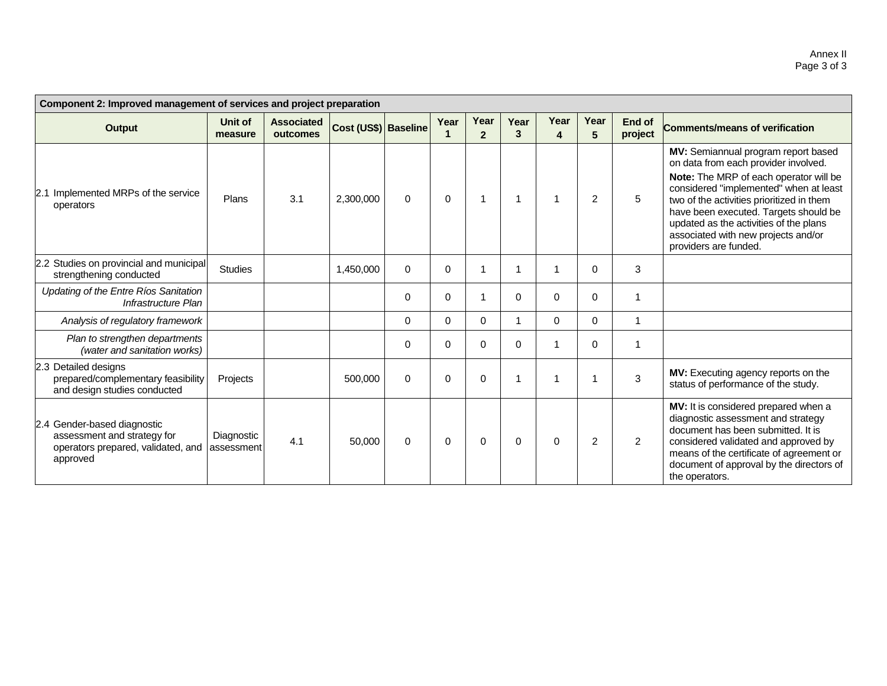| Component 2: Improved management of services and project preparation | | | | | | | | | | | |
|---|---|---|---|---|---|---|---|---|---|---|---|
| **Output** | **Unit of measure** | **Associated outcomes** | **Cost (US$)** | **Baseline** | **Year 1** | **Year 2** | **Year 3** | **Year 4** | **Year 5** | **End of project** | **Comments/means of verification** |
| 2.1 Implemented MRPs of the service operators | Plans | 3.1 | 2,300,000 | 0 | 0 | 1 | 1 | 1 | 2 | 5 | **MV:** Semiannual program report based on data from each provider involved.<br>**Note:** The MRP of each operator will be considered "implemented" when at least two of the activities prioritized in them have been executed. Targets should be updated as the activities of the plans associated with new projects and/or providers are funded. |
| 2.2 Studies on provincial and municipal strengthening conducted | Studies | | 1,450,000 | 0 | 0 | 1 | 1 | 1 | 0 | 3 | |
| *Updating of the Entre Ríos Sanitation Infrastructure Plan* | | | | 0 | 0 | 1 | 0 | 0 | 0 | 1 | |
| *Analysis of regulatory framework* | | | | 0 | 0 | 0 | 1 | 0 | 0 | 1 | |
| *Plan to strengthen departments (water and sanitation works)* | | | | 0 | 0 | 0 | 0 | 1 | 0 | 1 | |
| 2.3 Detailed designs prepared/complementary feasibility and design studies conducted | Projects | | 500,000 | 0 | 0 | 0 | 1 | 1 | 1 | 3 | **MV:** Executing agency reports on the status of performance of the study. |
| 2.4 Gender-based diagnostic assessment and strategy for operators prepared, validated, and approved | Diagnostic assessment | 4.1 | 50,000 | 0 | 0 | 0 | 0 | 0 | 2 | 2 | **MV:** It is considered prepared when a diagnostic assessment and strategy document has been submitted. It is considered validated and approved by means of the certificate of agreement or document of approval by the directors of the operators. |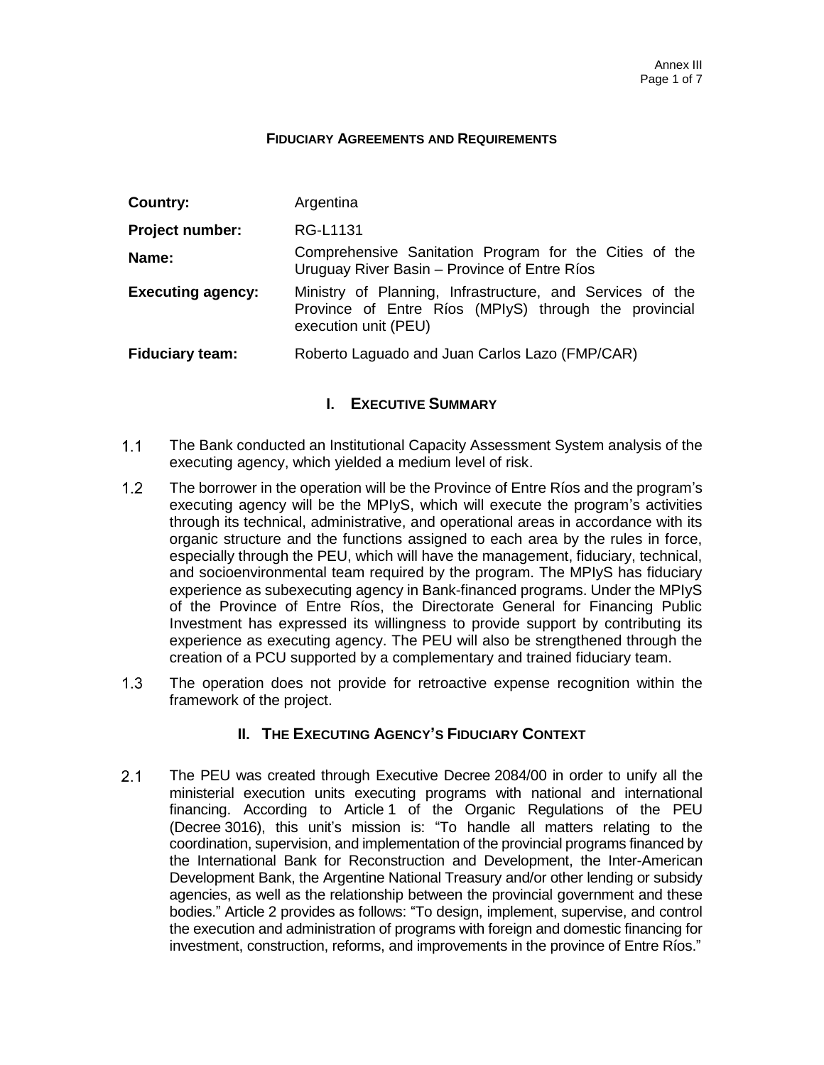**FIDUCIARY AGREEMENTS AND REQUIREMENTS**

| | |
|---|---|
| **Country:** | Argentina |
| **Project number:** | RG-L1131 |
| **Name:** | Comprehensive Sanitation Program for the Cities of the Uruguay River Basin – Province of Entre Ríos |
| **Executing agency:** | Ministry of Planning, Infrastructure, and Services of the Province of Entre Ríos (MPIyS) through the provincial execution unit (PEU) |
| **Fiduciary team:** | Roberto Laguado and Juan Carlos Lazo (FMP/CAR) |

## I. EXECUTIVE SUMMARY

1.1 The Bank conducted an Institutional Capacity Assessment System analysis of the executing agency, which yielded a medium level of risk.

1.2 The borrower in the operation will be the Province of Entre Ríos and the program's executing agency will be the MPIyS, which will execute the program's activities through its technical, administrative, and operational areas in accordance with its organic structure and the functions assigned to each area by the rules in force, especially through the PEU, which will have the management, fiduciary, technical, and socioenvironmental team required by the program. The MPIyS has fiduciary experience as subexecuting agency in Bank-financed programs. Under the MPIyS of the Province of Entre Ríos, the Directorate General for Financing Public Investment has expressed its willingness to provide support by contributing its experience as executing agency. The PEU will also be strengthened through the creation of a PCU supported by a complementary and trained fiduciary team.

1.3 The operation does not provide for retroactive expense recognition within the framework of the project.

## II. THE EXECUTING AGENCY'S FIDUCIARY CONTEXT

2.1 The PEU was created through Executive Decree 2084/00 in order to unify all the ministerial execution units executing programs with national and international financing. According to Article 1 of the Organic Regulations of the PEU (Decree 3016), this unit's mission is: "To handle all matters relating to the coordination, supervision, and implementation of the provincial programs financed by the International Bank for Reconstruction and Development, the Inter-American Development Bank, the Argentine National Treasury and/or other lending or subsidy agencies, as well as the relationship between the provincial government and these bodies." Article 2 provides as follows: "To design, implement, supervise, and control the execution and administration of programs with foreign and domestic financing for investment, construction, reforms, and improvements in the province of Entre Ríos."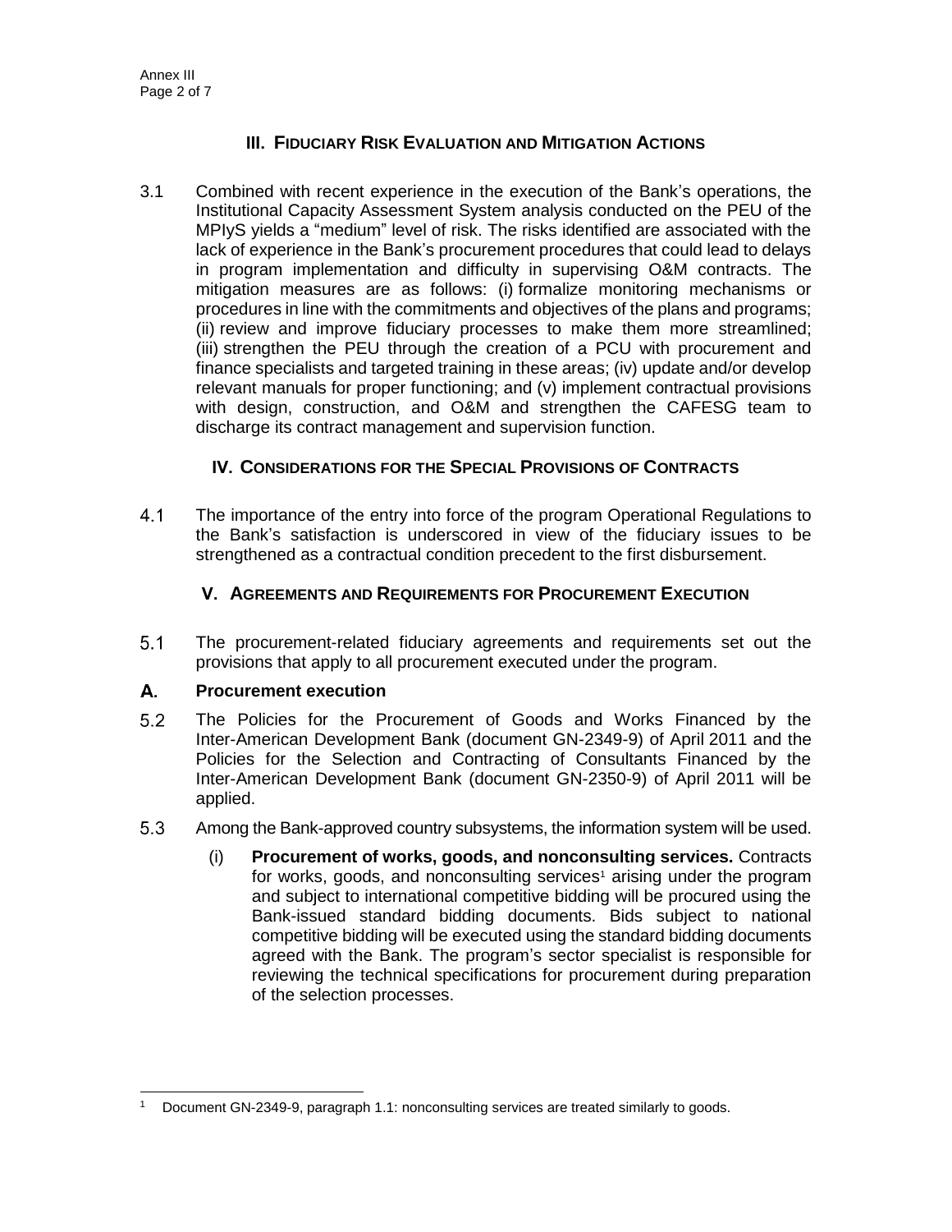## III. Fiduciary Risk Evaluation and Mitigation Actions

3.1 Combined with recent experience in the execution of the Bank's operations, the Institutional Capacity Assessment System analysis conducted on the PEU of the MPIySS yields a "medium" level of risk. The risks identified are associated with the lack of experience in the Bank's procurement procedures that could lead to delays in program implementation and difficulty in supervising O&M contracts. The mitigation measures are as follows: (i) formalize monitoring mechanisms or procedures in line with the commitments and objectives of the plans and programs; (ii) review and improve fiduciary processes to make them more streamlined; (iii) strengthen the PEU through the creation of a PCU with procurement and finance specialists and targeted training in these areas; (iv) update and/or develop relevant manuals for proper functioning; and (v) implement contractual provisions with design, construction, and O&M and strengthen the CAFESG team to discharge its contract management and supervision function.

## IV. Considerations for the Special Provisions of Contracts

4.1 The importance of the entry into force of the program Operational Regulations to the Bank's satisfaction is underscored in view of the fiduciary issues to be strengthened as a contractual condition precedent to the first disbursement.

## V. Agreements and Requirements for Procurement Execution

5.1 The procurement-related fiduciary agreements and requirements set out the provisions that apply to all procurement executed under the program.

### A. Procurement execution

5.2 The Policies for the Procurement of Goods and Works Financed by the Inter-American Development Bank (document GN-2349-9) of April 2011 and the Policies for the Selection and Contracting of Consultants Financed by the Inter-American Development Bank (document GN-2350-9) of April 2011 will be applied.

5.3 Among the Bank-approved country subsystems, the information system will be used.

(i) **Procurement of works, goods, and nonconsulting services.** Contracts for works, goods, and nonconsulting services[1] arising under the program and subject to international competitive bidding will be procured using the Bank-issued standard bidding documents. Bids subject to national competitive bidding will be executed using the standard bidding documents agreed with the Bank. The program's sector specialist is responsible for reviewing the technical specifications for procurement during preparation of the selection processes.

---

[1] Document GN-2349-9, paragraph 1.1: nonconsulting services are treated similarly to goods.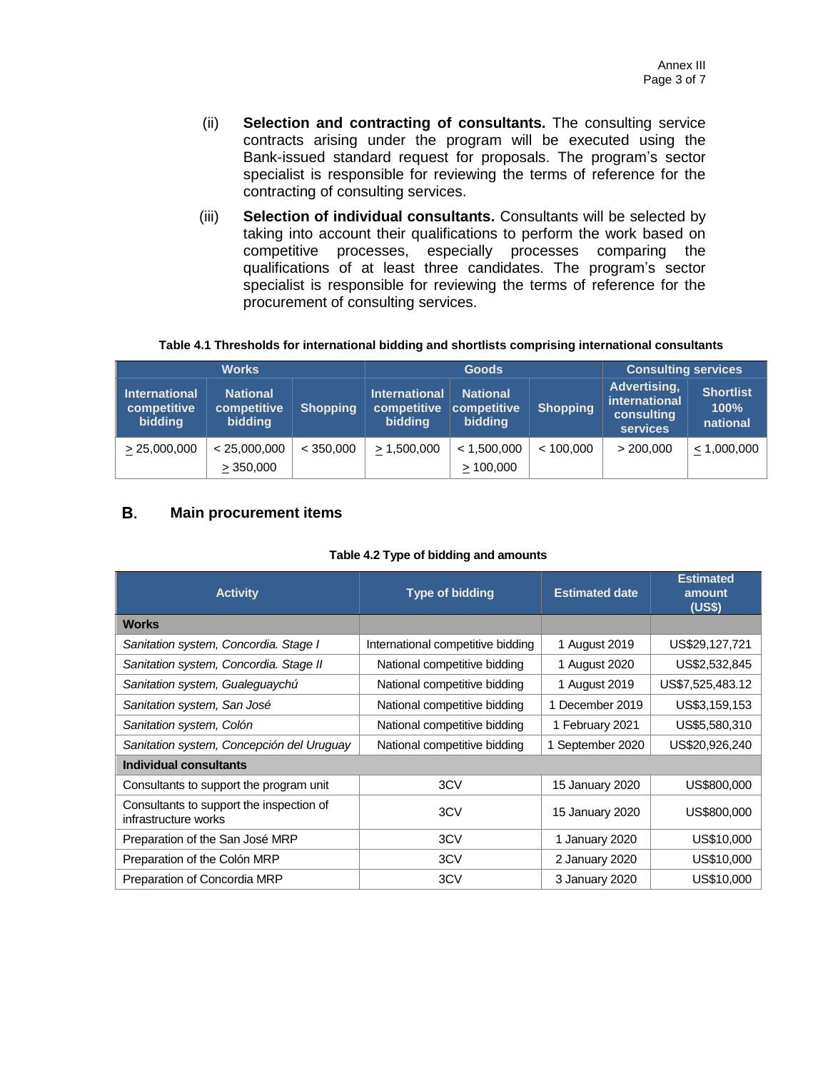(ii) **Selection and contracting of consultants.** The consulting service contracts arising under the program will be executed using the Bank-issued standard request for proposals. The program's sector specialist is responsible for reviewing the terms of reference for the contracting of consulting services.

(iii) **Selection of individual consultants.** Consultants will be selected by taking into account their qualifications to perform the work based on competitive processes, especially processes comparing the qualifications of at least three candidates. The program's sector specialist is responsible for reviewing the terms of reference for the procurement of consulting services.

**Table 4.1 Thresholds for international bidding and shortlists comprising international consultants**

| Works | | | Goods | | | Consulting services | |
|---|---|---|---|---|---|---|---|
| International competitive bidding | National competitive bidding | Shopping | International competitive bidding | National competitive bidding | Shopping | Advertising, international consulting services | Shortlist 100% national |
| ≥ 25,000,000 | < 25,000,000<br>≥ 350,000 | < 350,000 | ≥ 1,500,000 | < 1,500,000<br>≥ 100,000 | < 100,000 | > 200,000 | ≤ 1,000,000 |

## B. Main procurement items

**Table 4.2 Type of bidding and amounts**

| Activity | Type of bidding | Estimated date | Estimated amount (US$) |
|---|---|---|---|
| **Works** | | | |
| *Sanitation system, Concordia. Stage I* | International competitive bidding | 1 August 2019 | US$29,127,721 |
| *Sanitation system, Concordia. Stage II* | National competitive bidding | 1 August 2020 | US$2,532,845 |
| *Sanitation system, Gualeguaychú* | National competitive bidding | 1 August 2019 | US$7,525,483.12 |
| *Sanitation system, San José* | National competitive bidding | 1 December 2019 | US$3,159,153 |
| *Sanitation system, Colón* | National competitive bidding | 1 February 2021 | US$5,580,310 |
| *Sanitation system, Concepción del Uruguay* | National competitive bidding | 1 September 2020 | US$20,926,240 |
| **Individual consultants** | | | |
| Consultants to support the program unit | 3CV | 15 January 2020 | US$800,000 |
| Consultants to support the inspection of infrastructure works | 3CV | 15 January 2020 | US$800,000 |
| Preparation of the San José MRP | 3CV | 1 January 2020 | US$10,000 |
| Preparation of the Colón MRP | 3CV | 2 January 2020 | US$10,000 |
| Preparation of Concordia MRP | 3CV | 3 January 2020 | US$10,000 |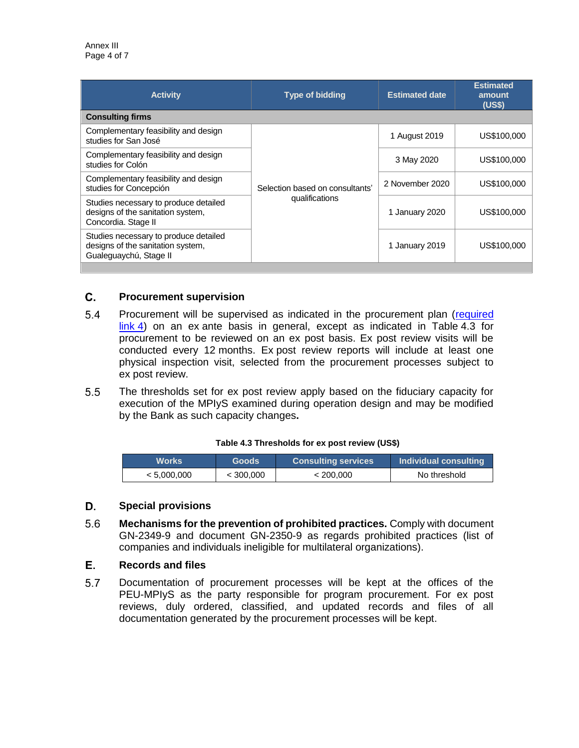| Activity | Type of bidding | Estimated date | Estimated amount (US$) |
| --- | --- | --- | --- |
| **Consulting firms** | | | |
| Complementary feasibility and design studies for San José | Selection based on consultants' qualifications | 1 August 2019 | US$100,000 |
| Complementary feasibility and design studies for Colón | Selection based on consultants' qualifications | 3 May 2020 | US$100,000 |
| Complementary feasibility and design studies for Concepción | Selection based on consultants' qualifications | 2 November 2020 | US$100,000 |
| Studies necessary to produce detailed designs of the sanitation system, Concordia. Stage II | Selection based on consultants' qualifications | 1 January 2020 | US$100,000 |
| Studies necessary to produce detailed designs of the sanitation system, Gualeguaychú, Stage II | Selection based on consultants' qualifications | 1 January 2019 | US$100,000 |

## C. Procurement supervision

5.4 Procurement will be supervised as indicated in the procurement plan (required link 4) on an ex ante basis in general, except as indicated in Table 4.3 for procurement to be reviewed on an ex post basis. Ex post review visits will be conducted every 12 months. Ex post review reports will include at least one physical inspection visit, selected from the procurement processes subject to ex post review.

5.5 The thresholds set for ex post review apply based on the fiduciary capacity for execution of the MPIyS examined during operation design and may be modified by the Bank as such capacity changes.

**Table 4.3 Thresholds for ex post review (US$)**

| Works | Goods | Consulting services | Individual consulting |
| --- | --- | --- | --- |
| < 5,000,000 | < 300,000 | < 200,000 | No threshold |

## D. Special provisions

5.6 **Mechanisms for the prevention of prohibited practices.** Comply with document GN-2349-9 and document GN-2350-9 as regards prohibited practices (list of companies and individuals ineligible for multilateral organizations).

## E. Records and files

5.7 Documentation of procurement processes will be kept at the offices of the PEU-MPIyS as the party responsible for program procurement. For ex post reviews, duly ordered, classified, and updated records and files of all documentation generated by the procurement processes will be kept.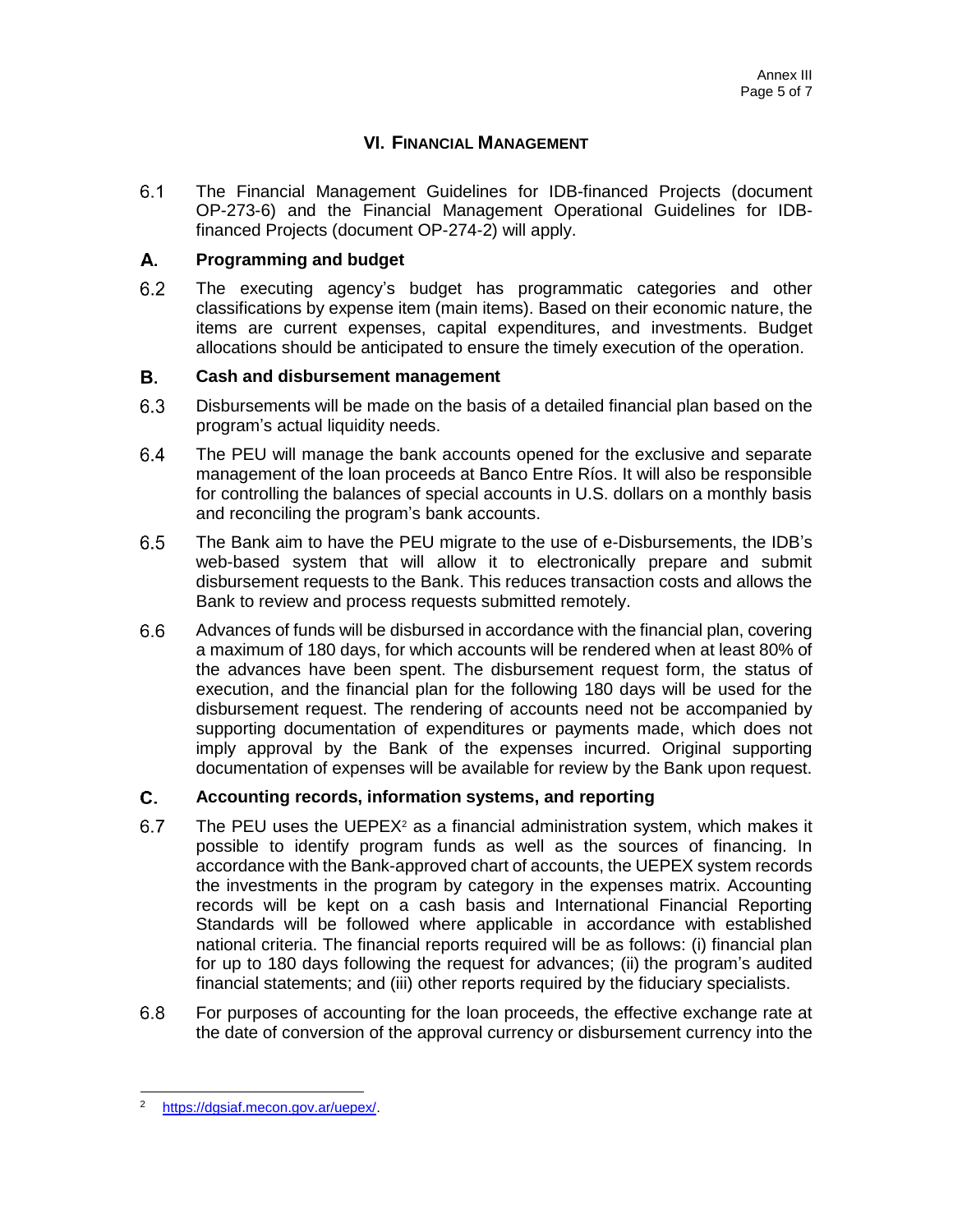## VI. FINANCIAL MANAGEMENT

6.1 The Financial Management Guidelines for IDB-financed Projects (document OP-273-6) and the Financial Management Operational Guidelines for IDB-financed Projects (document OP-274-2) will apply.

### A. Programming and budget

6.2 The executing agency's budget has programmatic categories and other classifications by expense item (main items). Based on their economic nature, the items are current expenses, capital expenditures, and investments. Budget allocations should be anticipated to ensure the timely execution of the operation.

### B. Cash and disbursement management

6.3 Disbursements will be made on the basis of a detailed financial plan based on the program's actual liquidity needs.

6.4 The PEU will manage the bank accounts opened for the exclusive and separate management of the loan proceeds at Banco Entre Ríos. It will also be responsible for controlling the balances of special accounts in U.S. dollars on a monthly basis and reconciling the program's bank accounts.

6.5 The Bank aim to have the PEU migrate to the use of e-Disbursements, the IDB's web-based system that will allow it to electronically prepare and submit disbursement requests to the Bank. This reduces transaction costs and allows the Bank to review and process requests submitted remotely.

6.6 Advances of funds will be disbursed in accordance with the financial plan, covering a maximum of 180 days, for which accounts will be rendered when at least 80% of the advances have been spent. The disbursement request form, the status of execution, and the financial plan for the following 180 days will be used for the disbursement request. The rendering of accounts need not be accompanied by supporting documentation of expenditures or payments made, which does not imply approval by the Bank of the expenses incurred. Original supporting documentation of expenses will be available for review by the Bank upon request.

### C. Accounting records, information systems, and reporting

6.7 The PEU uses the UEPEX[2] as a financial administration system, which makes it possible to identify program funds as well as the sources of financing. In accordance with the Bank-approved chart of accounts, the UEPEX system records the investments in the program by category in the expenses matrix. Accounting records will be kept on a cash basis and International Financial Reporting Standards will be followed where applicable in accordance with established national criteria. The financial reports required will be as follows: (i) financial plan for up to 180 days following the request for advances; (ii) the program's audited financial statements; and (iii) other reports required by the fiduciary specialists.

6.8 For purposes of accounting for the loan proceeds, the effective exchange rate at the date of conversion of the approval currency or disbursement currency into the

[2] https://dgsiaf.mecon.gov.ar/uepex/.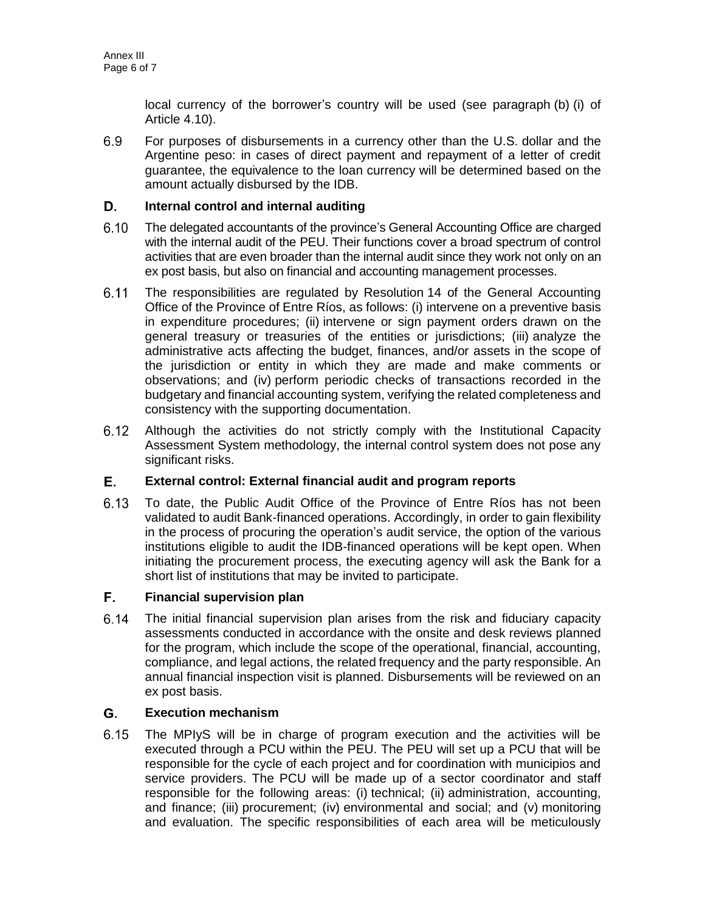local currency of the borrower's country will be used (see paragraph (b) (i) of Article 4.10).

6.9 For purposes of disbursements in a currency other than the U.S. dollar and the Argentine peso: in cases of direct payment and repayment of a letter of credit guarantee, the equivalence to the loan currency will be determined based on the amount actually disbursed by the IDB.

## D. Internal control and internal auditing

6.10 The delegated accountants of the province's General Accounting Office are charged with the internal audit of the PEU. Their functions cover a broad spectrum of control activities that are even broader than the internal audit since they work not only on an ex post basis, but also on financial and accounting management processes.

6.11 The responsibilities are regulated by Resolution 14 of the General Accounting Office of the Province of Entre Ríos, as follows: (i) intervene on a preventive basis in expenditure procedures; (ii) intervene or sign payment orders drawn on the general treasury or treasuries of the entities or jurisdictions; (iii) analyze the administrative acts affecting the budget, finances, and/or assets in the scope of the jurisdiction or entity in which they are made and make comments or observations; and (iv) perform periodic checks of transactions recorded in the budgetary and financial accounting system, verifying the related completeness and consistency with the supporting documentation.

6.12 Although the activities do not strictly comply with the Institutional Capacity Assessment System methodology, the internal control system does not pose any significant risks.

## E. External control: External financial audit and program reports

6.13 To date, the Public Audit Office of the Province of Entre Ríos has not been validated to audit Bank-financed operations. Accordingly, in order to gain flexibility in the process of procuring the operation's audit service, the option of the various institutions eligible to audit the IDB-financed operations will be kept open. When initiating the procurement process, the executing agency will ask the Bank for a short list of institutions that may be invited to participate.

## F. Financial supervision plan

6.14 The initial financial supervision plan arises from the risk and fiduciary capacity assessments conducted in accordance with the onsite and desk reviews planned for the program, which include the scope of the operational, financial, accounting, compliance, and legal actions, the related frequency and the party responsible. An annual financial inspection visit is planned. Disbursements will be reviewed on an ex post basis.

## G. Execution mechanism

6.15 The MPIySS will be in charge of program execution and the activities will be executed through a PCU within the PEU. The PEU will set up a PCU that will be responsible for the cycle of each project and for coordination with municipios and service providers. The PCU will be made up of a sector coordinator and staff responsible for the following areas: (i) technical; (ii) administration, accounting, and finance; (iii) procurement; (iv) environmental and social; and (v) monitoring and evaluation. The specific responsibilities of each area will be meticulously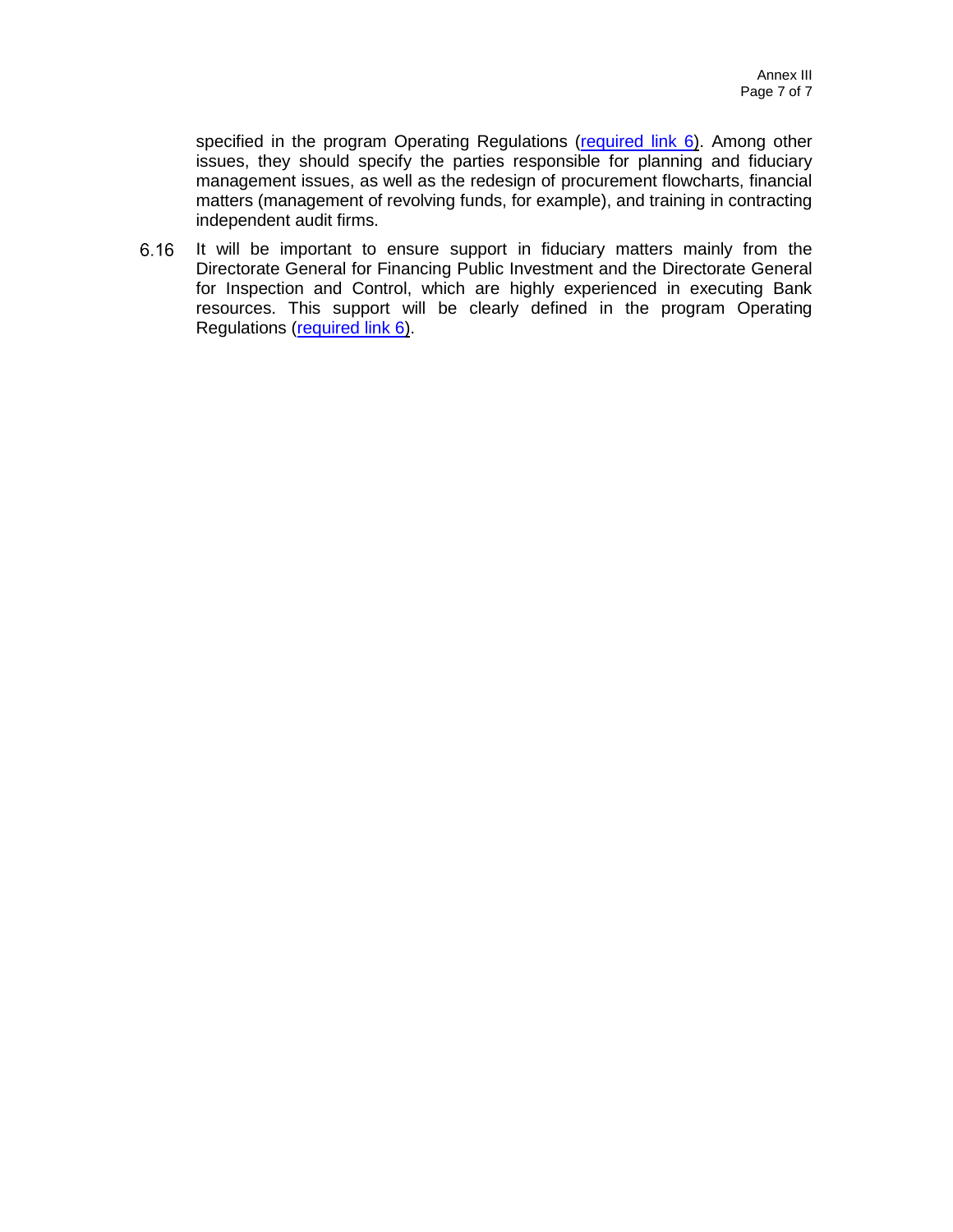specified in the program Operating Regulations (required link 6). Among other issues, they should specify the parties responsible for planning and fiduciary management issues, as well as the redesign of procurement flowcharts, financial matters (management of revolving funds, for example), and training in contracting independent audit firms.

6.16 It will be important to ensure support in fiduciary matters mainly from the Directorate General for Financing Public Investment and the Directorate General for Inspection and Control, which are highly experienced in executing Bank resources. This support will be clearly defined in the program Operating Regulations (required link 6).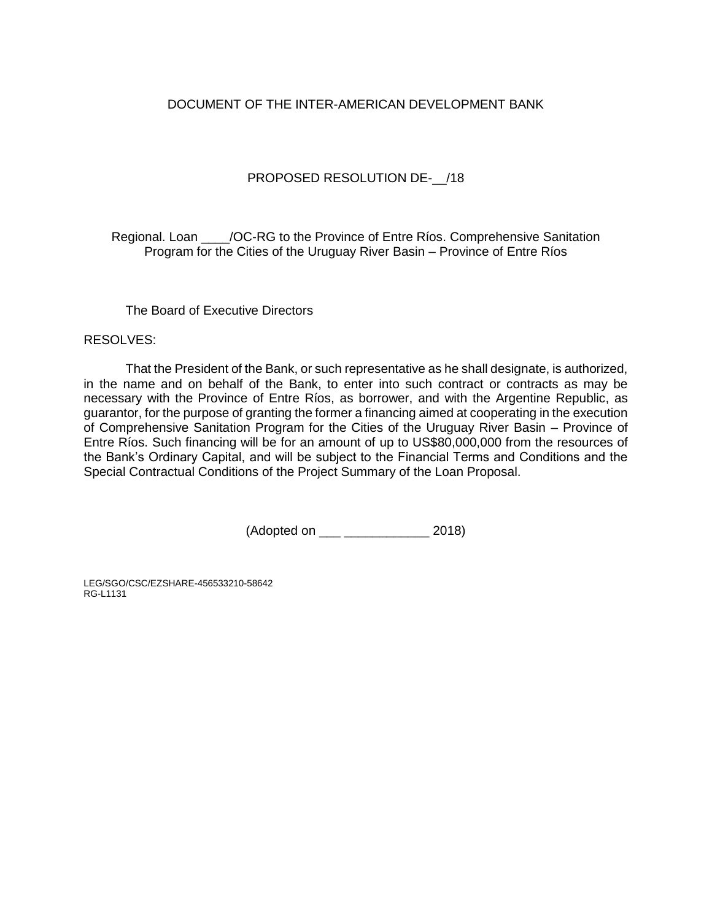DOCUMENT OF THE INTER-AMERICAN DEVELOPMENT BANK

PROPOSED RESOLUTION DE-__/18

Regional. Loan ____/OC-RG to the Province of Entre Ríos. Comprehensive Sanitation Program for the Cities of the Uruguay River Basin – Province of Entre Ríos

The Board of Executive Directors

RESOLVES:

That the President of the Bank, or such representative as he shall designate, is authorized, in the name and on behalf of the Bank, to enter into such contract or contracts as may be necessary with the Province of Entre Ríos, as borrower, and with the Argentine Republic, as guarantor, for the purpose of granting the former a financing aimed at cooperating in the execution of Comprehensive Sanitation Program for the Cities of the Uruguay River Basin – Province of Entre Ríos. Such financing will be for an amount of up to US$80,000,000 from the resources of the Bank's Ordinary Capital, and will be subject to the Financial Terms and Conditions and the Special Contractual Conditions of the Project Summary of the Loan Proposal.

(Adopted on ___ ____________ 2018)

LEG/SGO/CSC/EZSHARE-456533210-58642
RG-L1131